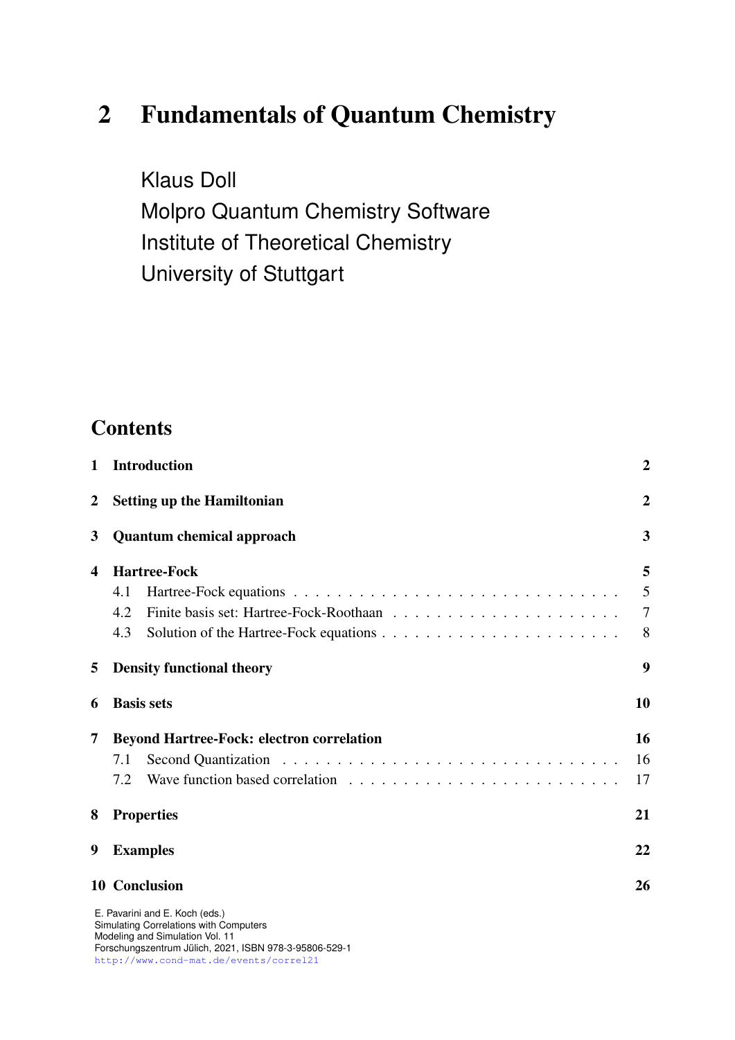# 2 Fundamentals of Quantum Chemistry

Klaus Doll
Molpro Quantum Chemistry Software
Institute of Theoretical Chemistry
University of Stuttgart

## Contents

| | | |
|---|---|---|
| **1** | **Introduction** | **2** |
| **2** | **Setting up the Hamiltonian** | **2** |
| **3** | **Quantum chemical approach** | **3** |
| **4** | **Hartree-Fock** | **5** |
| | 4.1 Hartree-Fock equations | 5 |
| | 4.2 Finite basis set: Hartree-Fock-Roothaan | 7 |
| | 4.3 Solution of the Hartree-Fock equations | 8 |
| **5** | **Density functional theory** | **9** |
| **6** | **Basis sets** | **10** |
| **7** | **Beyond Hartree-Fock: electron correlation** | **16** |
| | 7.1 Second Quantization | 16 |
| | 7.2 Wave function based correlation | 17 |
| **8** | **Properties** | **21** |
| **9** | **Examples** | **22** |
| **10** | **Conclusion** | **26** |

E. Pavarini and E. Koch (eds.)
Simulating Correlations with Computers
Modeling and Simulation Vol. 11
Forschungszentrum Jülich, 2021, ISBN 978-3-95806-529-1
http://www.cond-mat.de/events/correl21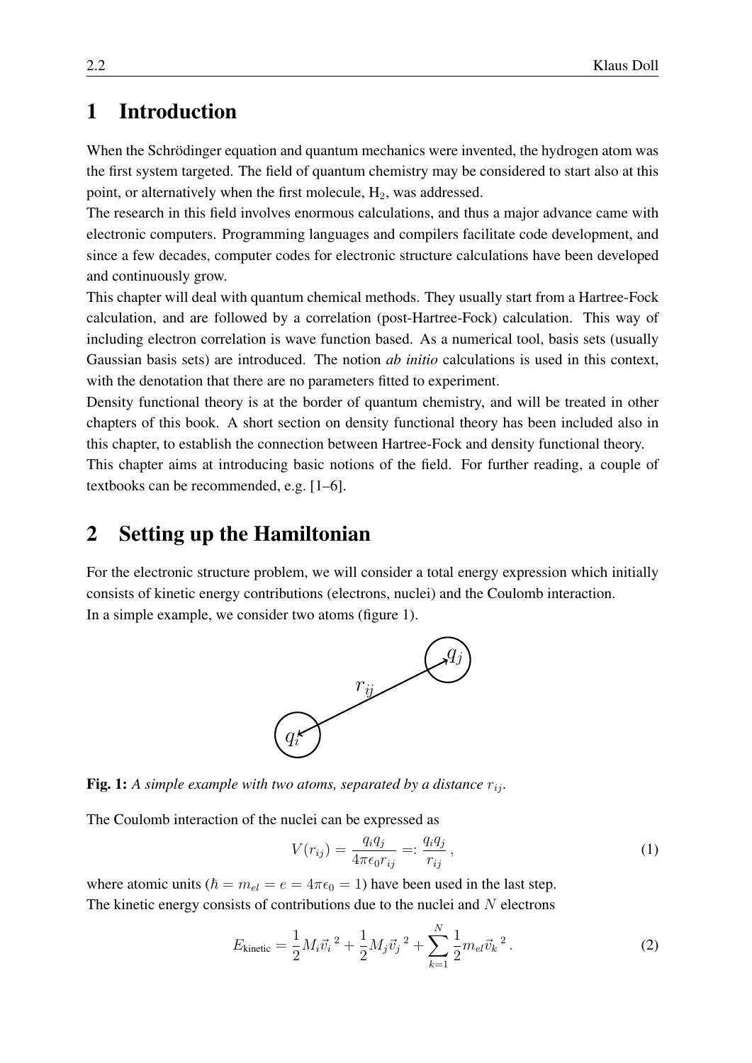# 1 Introduction

When the Schrödinger equation and quantum mechanics were invented, the hydrogen atom was the first system targeted. The field of quantum chemistry may be considered to start also at this point, or alternatively when the first molecule, $H_2$, was addressed.

The research in this field involves enormous calculations, and thus a major advance came with electronic computers. Programming languages and compilers facilitate code development, and since a few decades, computer codes for electronic structure calculations have been developed and continuously grow.

This chapter will deal with quantum chemical methods. They usually start from a Hartree-Fock calculation, and are followed by a correlation (post-Hartree-Fock) calculation. This way of including electron correlation is wave function based. As a numerical tool, basis sets (usually Gaussian basis sets) are introduced. The notion *ab initio* calculations is used in this context, with the denotation that there are no parameters fitted to experiment.

Density functional theory is at the border of quantum chemistry, and will be treated in other chapters of this book. A short section on density functional theory has been included also in this chapter, to establish the connection between Hartree-Fock and density functional theory.

This chapter aims at introducing basic notions of the field. For further reading, a couple of textbooks can be recommended, e.g. [1–6].

# 2 Setting up the Hamiltonian

For the electronic structure problem, we will consider a total energy expression which initially consists of kinetic energy contributions (electrons, nuclei) and the Coulomb interaction.

In a simple example, we consider two atoms (figure 1).

**Fig. 1:** *A simple example with two atoms, separated by a distance $r_{ij}$.*

The Coulomb interaction of the nuclei can be expressed as

$$V(r_{ij}) = \frac{q_i q_j}{4\pi\epsilon_0 r_{ij}} =: \frac{q_i q_j}{r_{ij}}\,, \tag{1}$$

where atomic units ($\hbar = m_{el} = e = 4\pi\epsilon_0 = 1$) have been used in the last step.

The kinetic energy consists of contributions due to the nuclei and $N$ electrons

$$E_{\text{kinetic}} = \frac{1}{2}M_i\vec{v}_i^{\,2} + \frac{1}{2}M_j\vec{v}_j^{\,2} + \sum_{k=1}^{N}\frac{1}{2}m_{el}\vec{v}_k^{\,2}\,. \tag{2}$$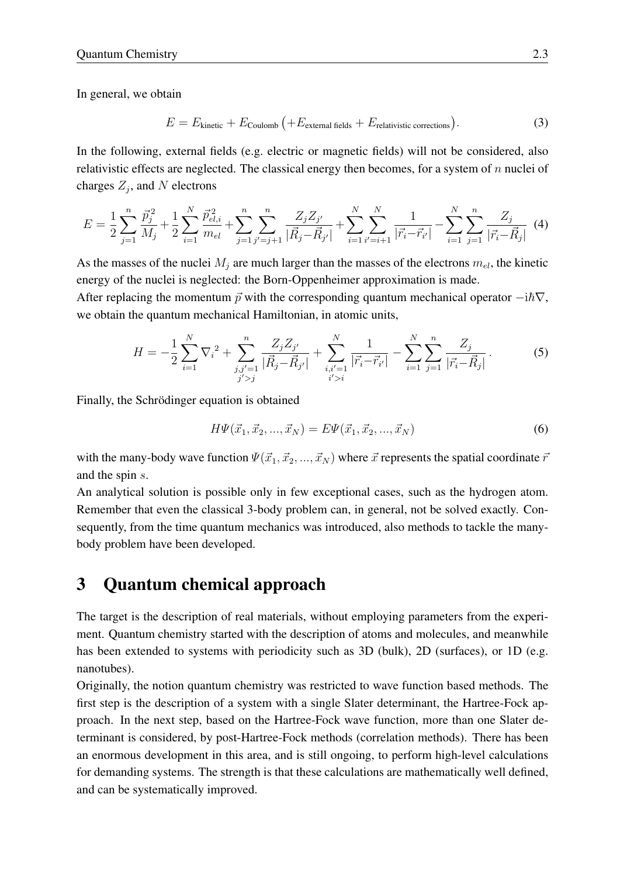In general, we obtain

$$E = E_{\text{kinetic}} + E_{\text{Coulomb}} \big(+E_{\text{external fields}} + E_{\text{relativistic corrections}}\big). \tag{3}$$

In the following, external fields (e.g. electric or magnetic fields) will not be considered, also relativistic effects are neglected. The classical energy then becomes, for a system of $n$ nuclei of charges $Z_j$, and $N$ electrons

$$E = \frac{1}{2}\sum_{j=1}^{n}\frac{\vec{p}_j^{\,2}}{M_j} + \frac{1}{2}\sum_{i=1}^{N}\frac{\vec{p}_{el,i}^{\,2}}{m_{el}} + \sum_{j=1}^{n}\sum_{j'=j+1}^{n}\frac{Z_j Z_{j'}}{|\vec{R}_j - \vec{R}_{j'}|} + \sum_{i=1}^{N}\sum_{i'=i+1}^{N}\frac{1}{|\vec{r}_i - \vec{r}_{i'}|} - \sum_{i=1}^{N}\sum_{j=1}^{n}\frac{Z_j}{|\vec{r}_i - \vec{R}_j|} \tag{4}$$

As the masses of the nuclei $M_j$ are much larger than the masses of the electrons $m_{el}$, the kinetic energy of the nuclei is neglected: the Born-Oppenheimer approximation is made.
After replacing the momentum $\vec{p}$ with the corresponding quantum mechanical operator $-i\hbar\nabla$, we obtain the quantum mechanical Hamiltonian, in atomic units,

$$H = -\frac{1}{2}\sum_{i=1}^{N}{\nabla_i}^2 + \sum_{\substack{j,j'=1\\ j'>j}}^{n}\frac{Z_j Z_{j'}}{|\vec{R}_j - \vec{R}_{j'}|} + \sum_{\substack{i,i'=1\\ i'>i}}^{N}\frac{1}{|\vec{r}_i - \vec{r}_{i'}|} - \sum_{i=1}^{N}\sum_{j=1}^{n}\frac{Z_j}{|\vec{r}_i - \vec{R}_j|}\,. \tag{5}$$

Finally, the Schrödinger equation is obtained

$$H\Psi(\vec{x}_1, \vec{x}_2, ..., \vec{x}_N) = E\Psi(\vec{x}_1, \vec{x}_2, ..., \vec{x}_N) \tag{6}$$

with the many-body wave function $\Psi(\vec{x}_1, \vec{x}_2, ..., \vec{x}_N)$ where $\vec{x}$ represents the spatial coordinate $\vec{r}$ and the spin $s$.
An analytical solution is possible only in few exceptional cases, such as the hydrogen atom. Remember that even the classical 3-body problem can, in general, not be solved exactly. Consequently, from the time quantum mechanics was introduced, also methods to tackle the many-body problem have been developed.

## 3 Quantum chemical approach

The target is the description of real materials, without employing parameters from the experiment. Quantum chemistry started with the description of atoms and molecules, and meanwhile has been extended to systems with periodicity such as 3D (bulk), 2D (surfaces), or 1D (e.g. nanotubes).
Originally, the notion quantum chemistry was restricted to wave function based methods. The first step is the description of a system with a single Slater determinant, the Hartree-Fock approach. In the next step, based on the Hartree-Fock wave function, more than one Slater determinant is considered, by post-Hartree-Fock methods (correlation methods). There has been an enormous development in this area, and is still ongoing, to perform high-level calculations for demanding systems. The strength is that these calculations are mathematically well defined, and can be systematically improved.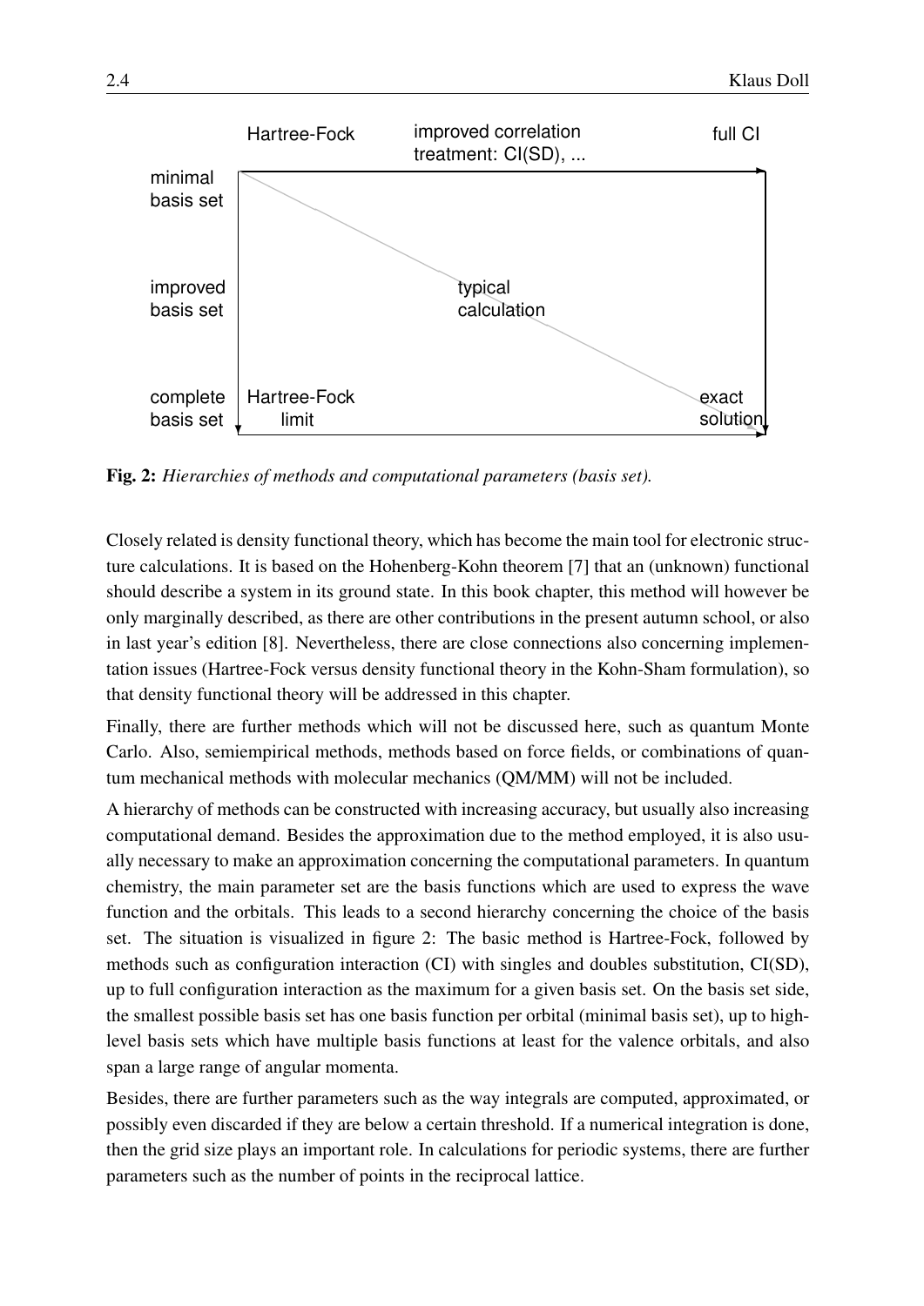Fig. 2: *Hierarchies of methods and computational parameters (basis set).*

Closely related is density functional theory, which has become the main tool for electronic structure calculations. It is based on the Hohenberg-Kohn theorem [7] that an (unknown) functional should describe a system in its ground state. In this book chapter, this method will however be only marginally described, as there are other contributions in the present autumn school, or also in last year's edition [8]. Nevertheless, there are close connections also concerning implementation issues (Hartree-Fock versus density functional theory in the Kohn-Sham formulation), so that density functional theory will be addressed in this chapter.

Finally, there are further methods which will not be discussed here, such as quantum Monte Carlo. Also, semiempirical methods, methods based on force fields, or combinations of quantum mechanical methods with molecular mechanics (QM/MM) will not be included.

A hierarchy of methods can be constructed with increasing accuracy, but usually also increasing computational demand. Besides the approximation due to the method employed, it is also usually necessary to make an approximation concerning the computational parameters. In quantum chemistry, the main parameter set are the basis functions which are used to express the wave function and the orbitals. This leads to a second hierarchy concerning the choice of the basis set. The situation is visualized in figure 2: The basic method is Hartree-Fock, followed by methods such as configuration interaction (CI) with singles and doubles substitution, CI(SD), up to full configuration interaction as the maximum for a given basis set. On the basis set side, the smallest possible basis set has one basis function per orbital (minimal basis set), up to high-level basis sets which have multiple basis functions at least for the valence orbitals, and also span a large range of angular momenta.

Besides, there are further parameters such as the way integrals are computed, approximated, or possibly even discarded if they are below a certain threshold. If a numerical integration is done, then the grid size plays an important role. In calculations for periodic systems, there are further parameters such as the number of points in the reciprocal lattice.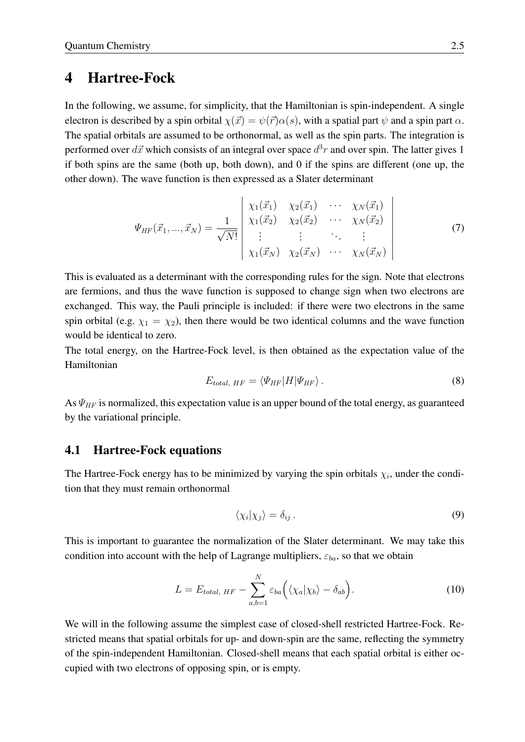# 4 Hartree-Fock

In the following, we assume, for simplicity, that the Hamiltonian is spin-independent. A single electron is described by a spin orbital $\chi(\vec{x}) = \psi(\vec{r})\alpha(s)$, with a spatial part $\psi$ and a spin part $\alpha$. The spatial orbitals are assumed to be orthonormal, as well as the spin parts. The integration is performed over $d\vec{x}$ which consists of an integral over space $d^3r$ and over spin. The latter gives 1 if both spins are the same (both up, both down), and 0 if the spins are different (one up, the other down). The wave function is then expressed as a Slater determinant

$$\Psi_{HF}(\vec{x}_1, ..., \vec{x}_N) = \frac{1}{\sqrt{N!}} \begin{vmatrix} \chi_1(\vec{x}_1) & \chi_2(\vec{x}_1) & \cdots & \chi_N(\vec{x}_1) \\ \chi_1(\vec{x}_2) & \chi_2(\vec{x}_2) & \cdots & \chi_N(\vec{x}_2) \\ \vdots & \vdots & \ddots & \vdots \\ \chi_1(\vec{x}_N) & \chi_2(\vec{x}_N) & \cdots & \chi_N(\vec{x}_N) \end{vmatrix} \tag{7}$$

This is evaluated as a determinant with the corresponding rules for the sign. Note that electrons are fermions, and thus the wave function is supposed to change sign when two electrons are exchanged. This way, the Pauli principle is included: if there were two electrons in the same spin orbital (e.g. $\chi_1 = \chi_2$), then there would be two identical columns and the wave function would be identical to zero.

The total energy, on the Hartree-Fock level, is then obtained as the expectation value of the Hamiltonian

$$E_{total,\ HF} = \langle \Psi_{HF} | H | \Psi_{HF} \rangle \,. \tag{8}$$

As $\Psi_{HF}$ is normalized, this expectation value is an upper bound of the total energy, as guaranteed by the variational principle.

## 4.1 Hartree-Fock equations

The Hartree-Fock energy has to be minimized by varying the spin orbitals $\chi_i$, under the condition that they must remain orthonormal

$$\langle \chi_i | \chi_j \rangle = \delta_{ij} \,. \tag{9}$$

This is important to guarantee the normalization of the Slater determinant. We may take this condition into account with the help of Lagrange multipliers, $\varepsilon_{ba}$, so that we obtain

$$L = E_{total,\ HF} - \sum_{a,b=1}^{N} \varepsilon_{ba} \Big( \langle \chi_a | \chi_b \rangle - \delta_{ab} \Big). \tag{10}$$

We will in the following assume the simplest case of closed-shell restricted Hartree-Fock. Restricted means that spatial orbitals for up- and down-spin are the same, reflecting the symmetry of the spin-independent Hamiltonian. Closed-shell means that each spatial orbital is either occupied with two electrons of opposing spin, or is empty.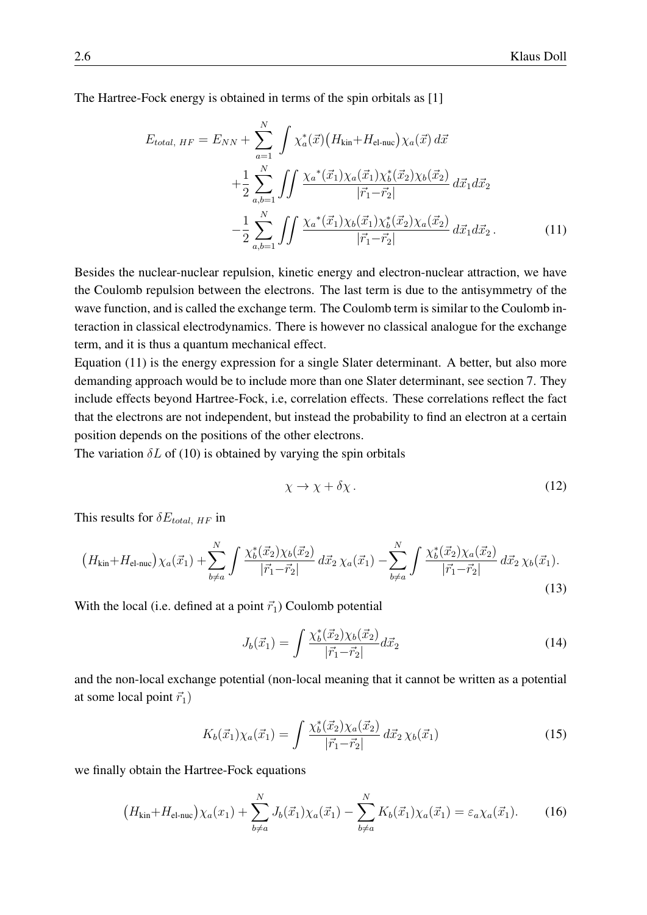The Hartree-Fock energy is obtained in terms of the spin orbitals as [1]

$$
\begin{aligned}
E_{total,\ HF} = E_{NN} + \sum_{a=1}^{N} \int \chi_a^*(\vec{x})\big(H_{\text{kin}}+H_{\text{el-nuc}}\big)\chi_a(\vec{x})\, d\vec{x} \\
+\frac{1}{2}\sum_{a,b=1}^{N} \iint \frac{{\chi_a}^*(\vec{x}_1)\chi_a(\vec{x}_1)\chi_b^*(\vec{x}_2)\chi_b(\vec{x}_2)}{|\vec{r}_1-\vec{r}_2|}\, d\vec{x}_1 d\vec{x}_2 \\
-\frac{1}{2}\sum_{a,b=1}^{N} \iint \frac{{\chi_a}^*(\vec{x}_1)\chi_b(\vec{x}_1)\chi_b^*(\vec{x}_2)\chi_a(\vec{x}_2)}{|\vec{r}_1-\vec{r}_2|}\, d\vec{x}_1 d\vec{x}_2\,. 
\end{aligned}
\tag{11}
$$

Besides the nuclear-nuclear repulsion, kinetic energy and electron-nuclear attraction, we have the Coulomb repulsion between the electrons. The last term is due to the antisymmetry of the wave function, and is called the exchange term. The Coulomb term is similar to the Coulomb interaction in classical electrodynamics. There is however no classical analogue for the exchange term, and it is thus a quantum mechanical effect.

Equation (11) is the energy expression for a single Slater determinant. A better, but also more demanding approach would be to include more than one Slater determinant, see section 7. They include effects beyond Hartree-Fock, i.e, correlation effects. These correlations reflect the fact that the electrons are not independent, but instead the probability to find an electron at a certain position depends on the positions of the other electrons.

The variation $\delta L$ of (10) is obtained by varying the spin orbitals

$$
\chi \to \chi + \delta\chi\,. \tag{12}
$$

This results for $\delta E_{total,\ HF}$ in

$$
\big(H_{\text{kin}}+H_{\text{el-nuc}}\big)\chi_a(\vec{x}_1) + \sum_{b\neq a}^{N} \int \frac{\chi_b^*(\vec{x}_2)\chi_b(\vec{x}_2)}{|\vec{r}_1-\vec{r}_2|}\, d\vec{x}_2\, \chi_a(\vec{x}_1) - \sum_{b\neq a}^{N} \int \frac{\chi_b^*(\vec{x}_2)\chi_a(\vec{x}_2)}{|\vec{r}_1-\vec{r}_2|}\, d\vec{x}_2\, \chi_b(\vec{x}_1). \tag{13}
$$

With the local (i.e. defined at a point $\vec{r}_1$) Coulomb potential

$$
J_b(\vec{x}_1) = \int \frac{\chi_b^*(\vec{x}_2)\chi_b(\vec{x}_2)}{|\vec{r}_1-\vec{r}_2|} d\vec{x}_2 \tag{14}
$$

and the non-local exchange potential (non-local meaning that it cannot be written as a potential at some local point $\vec{r}_1$)

$$
K_b(\vec{x}_1)\chi_a(\vec{x}_1) = \int \frac{\chi_b^*(\vec{x}_2)\chi_a(\vec{x}_2)}{|\vec{r}_1-\vec{r}_2|}\, d\vec{x}_2\, \chi_b(\vec{x}_1) \tag{15}
$$

we finally obtain the Hartree-Fock equations

$$
\big(H_{\text{kin}}+H_{\text{el-nuc}}\big)\chi_a(x_1) + \sum_{b\neq a}^{N} J_b(\vec{x}_1)\chi_a(\vec{x}_1) - \sum_{b\neq a}^{N} K_b(\vec{x}_1)\chi_a(\vec{x}_1) = \varepsilon_a\chi_a(\vec{x}_1). \tag{16}
$$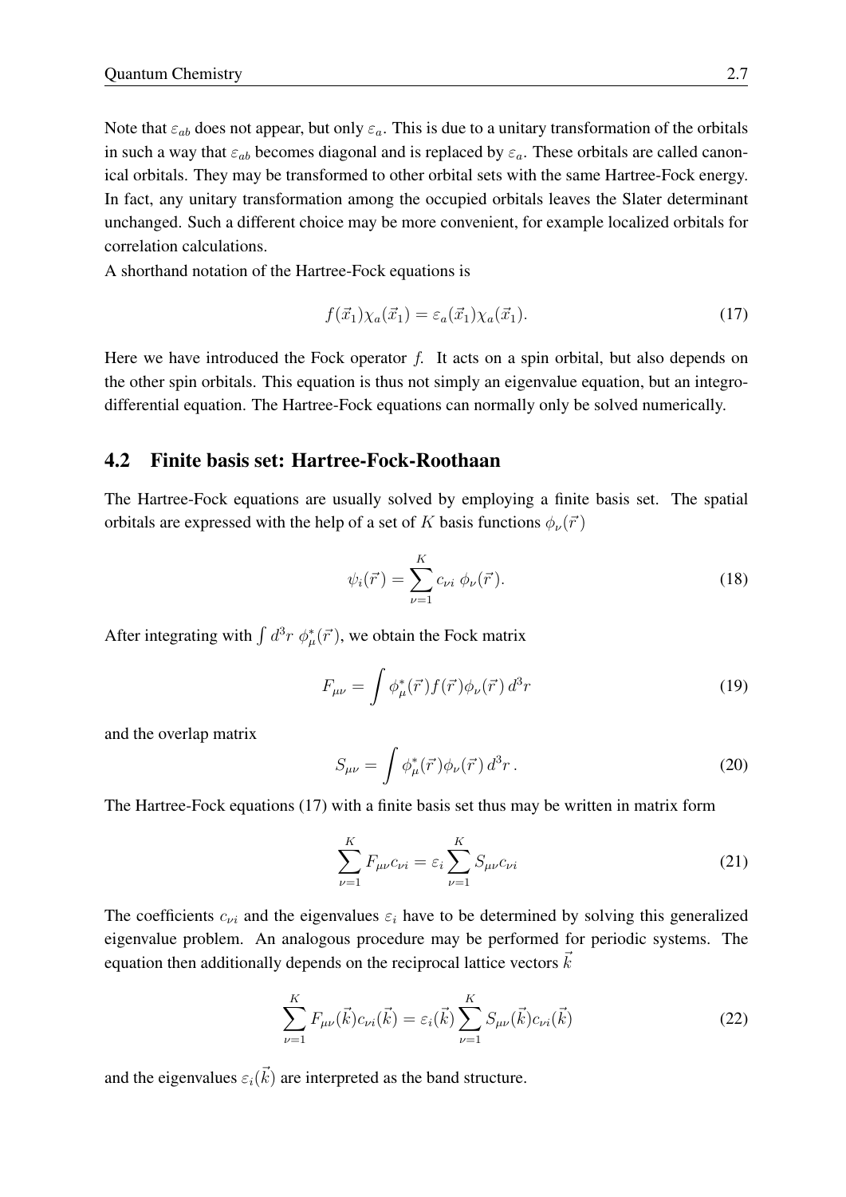Note that $\varepsilon_{ab}$ does not appear, but only $\varepsilon_a$. This is due to a unitary transformation of the orbitals in such a way that $\varepsilon_{ab}$ becomes diagonal and is replaced by $\varepsilon_a$. These orbitals are called canonical orbitals. They may be transformed to other orbital sets with the same Hartree-Fock energy. In fact, any unitary transformation among the occupied orbitals leaves the Slater determinant unchanged. Such a different choice may be more convenient, for example localized orbitals for correlation calculations.
A shorthand notation of the Hartree-Fock equations is

$$f(\vec{x}_1)\chi_a(\vec{x}_1) = \varepsilon_a(\vec{x}_1)\chi_a(\vec{x}_1). \tag{17}$$

Here we have introduced the Fock operator *f*. It acts on a spin orbital, but also depends on the other spin orbitals. This equation is thus not simply an eigenvalue equation, but an integro-differential equation. The Hartree-Fock equations can normally only be solved numerically.

## 4.2 Finite basis set: Hartree-Fock-Roothaan

The Hartree-Fock equations are usually solved by employing a finite basis set. The spatial orbitals are expressed with the help of a set of $K$ basis functions $\phi_\nu(\vec{r})$

$$\psi_i(\vec{r}) = \sum_{\nu=1}^{K} c_{\nu i}\ \phi_\nu(\vec{r}). \tag{18}$$

After integrating with $\int d^3r\ \phi_\mu^*(\vec{r})$, we obtain the Fock matrix

$$F_{\mu\nu} = \int \phi_\mu^*(\vec{r}) f(\vec{r}) \phi_\nu(\vec{r})\, d^3r \tag{19}$$

and the overlap matrix

$$S_{\mu\nu} = \int \phi_\mu^*(\vec{r}) \phi_\nu(\vec{r})\, d^3r\,. \tag{20}$$

The Hartree-Fock equations (17) with a finite basis set thus may be written in matrix form

$$\sum_{\nu=1}^{K} F_{\mu\nu} c_{\nu i} = \varepsilon_i \sum_{\nu=1}^{K} S_{\mu\nu} c_{\nu i} \tag{21}$$

The coefficients $c_{\nu i}$ and the eigenvalues $\varepsilon_i$ have to be determined by solving this generalized eigenvalue problem. An analogous procedure may be performed for periodic systems. The equation then additionally depends on the reciprocal lattice vectors $\vec{k}$

$$\sum_{\nu=1}^{K} F_{\mu\nu}(\vec{k}) c_{\nu i}(\vec{k}) = \varepsilon_i(\vec{k}) \sum_{\nu=1}^{K} S_{\mu\nu}(\vec{k}) c_{\nu i}(\vec{k}) \tag{22}$$

and the eigenvalues $\varepsilon_i(\vec{k})$ are interpreted as the band structure.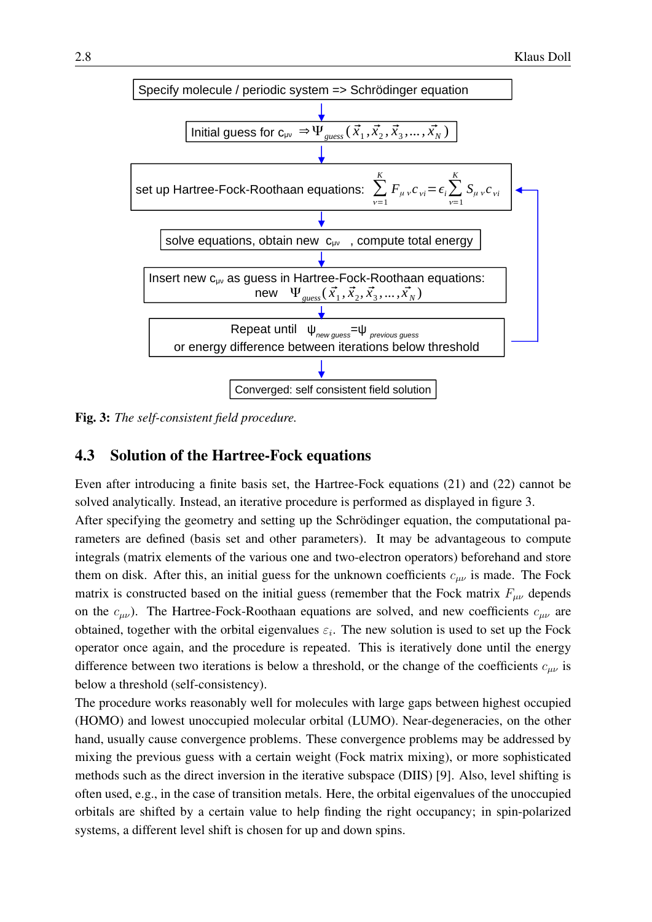Specify molecule / periodic system => Schrödinger equation

Initial guess for $c_{\mu\nu}$ $\Rightarrow \Psi_{guess}(\vec{x}_1, \vec{x}_2, \vec{x}_3, \ldots, \vec{x}_N)$

set up Hartree-Fock-Roothaan equations: $\sum_{\nu=1}^{K} F_{\mu\nu} c_{\nu i} = \epsilon_i \sum_{\nu=1}^{K} S_{\mu\nu} c_{\nu i}$

solve equations, obtain new $c_{\mu\nu}$ , compute total energy

Insert new $c_{\mu\nu}$ as guess in Hartree-Fock-Roothaan equations: new $\Psi_{guess}(\vec{x}_1, \vec{x}_2, \vec{x}_3, \ldots, \vec{x}_N)$

Repeat until $\psi_{new\ guess} = \psi_{previous\ guess}$ or energy difference between iterations below threshold

Converged: self consistent field solution

**Fig. 3:** *The self-consistent field procedure.*

## 4.3 Solution of the Hartree-Fock equations

Even after introducing a finite basis set, the Hartree-Fock equations (21) and (22) cannot be solved analytically. Instead, an iterative procedure is performed as displayed in figure 3.

After specifying the geometry and setting up the Schrödinger equation, the computational parameters are defined (basis set and other parameters). It may be advantageous to compute integrals (matrix elements of the various one and two-electron operators) beforehand and store them on disk. After this, an initial guess for the unknown coefficients $c_{\mu\nu}$ is made. The Fock matrix is constructed based on the initial guess (remember that the Fock matrix $F_{\mu\nu}$ depends on the $c_{\mu\nu}$). The Hartree-Fock-Roothaan equations are solved, and new coefficients $c_{\mu\nu}$ are obtained, together with the orbital eigenvalues $\varepsilon_i$. The new solution is used to set up the Fock operator once again, and the procedure is repeated. This is iteratively done until the energy difference between two iterations is below a threshold, or the change of the coefficients $c_{\mu\nu}$ is below a threshold (self-consistency).

The procedure works reasonably well for molecules with large gaps between highest occupied (HOMO) and lowest unoccupied molecular orbital (LUMO). Near-degeneracies, on the other hand, usually cause convergence problems. These convergence problems may be addressed by mixing the previous guess with a certain weight (Fock matrix mixing), or more sophisticated methods such as the direct inversion in the iterative subspace (DIIS) [9]. Also, level shifting is often used, e.g., in the case of transition metals. Here, the orbital eigenvalues of the unoccupied orbitals are shifted by a certain value to help finding the right occupancy; in spin-polarized systems, a different level shift is chosen for up and down spins.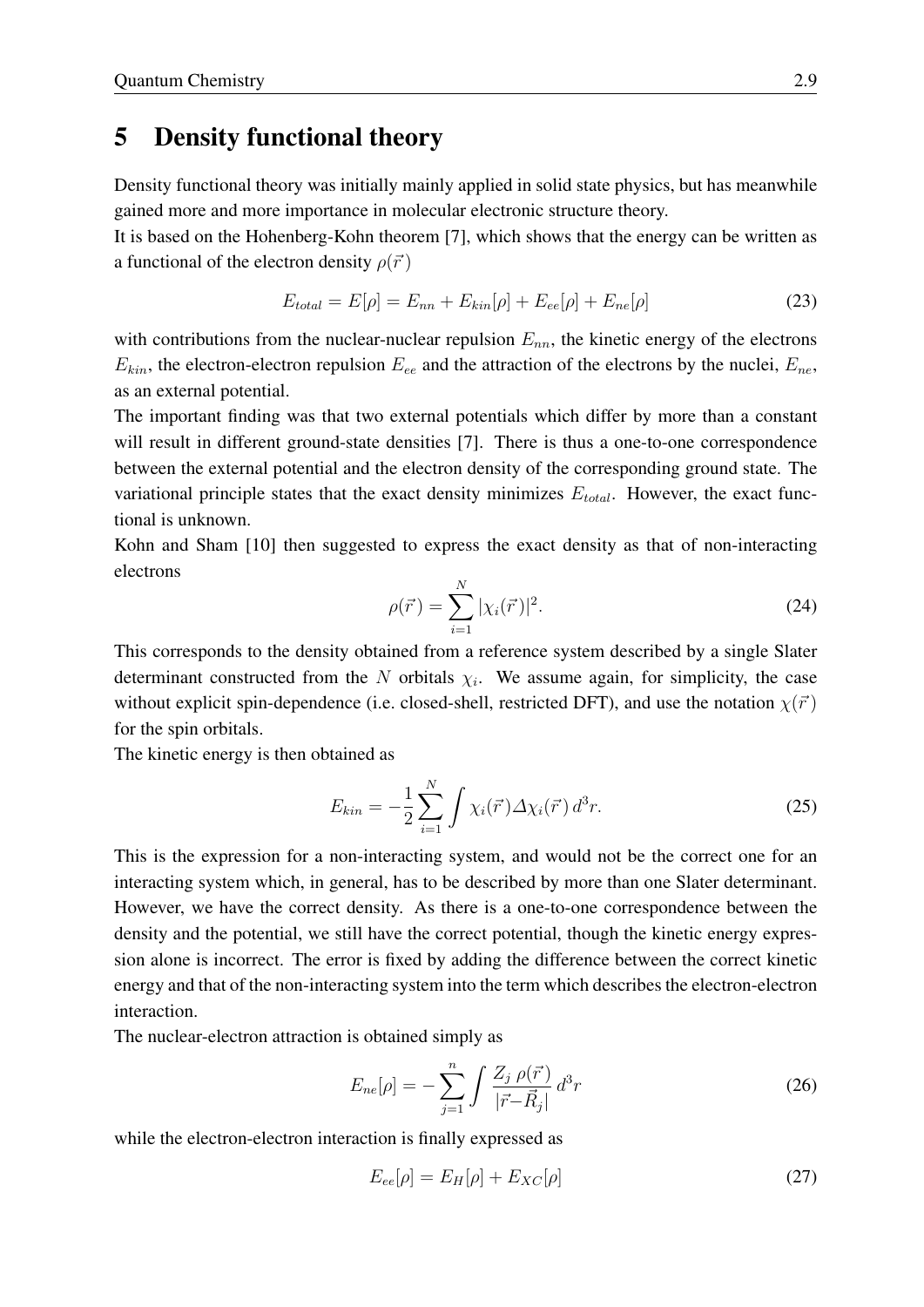# 5 Density functional theory

Density functional theory was initially mainly applied in solid state physics, but has meanwhile gained more and more importance in molecular electronic structure theory.

It is based on the Hohenberg-Kohn theorem [7], which shows that the energy can be written as a functional of the electron density $\rho(\vec{r})$

$$E_{total} = E[\rho] = E_{nn} + E_{kin}[\rho] + E_{ee}[\rho] + E_{ne}[\rho] \tag{23}$$

with contributions from the nuclear-nuclear repulsion $E_{nn}$, the kinetic energy of the electrons $E_{kin}$, the electron-electron repulsion $E_{ee}$ and the attraction of the electrons by the nuclei, $E_{ne}$, as an external potential.

The important finding was that two external potentials which differ by more than a constant will result in different ground-state densities [7]. There is thus a one-to-one correspondence between the external potential and the electron density of the corresponding ground state. The variational principle states that the exact density minimizes $E_{total}$. However, the exact functional is unknown.

Kohn and Sham [10] then suggested to express the exact density as that of non-interacting electrons

$$\rho(\vec{r}) = \sum_{i=1}^{N} |\chi_i(\vec{r})|^2. \tag{24}$$

This corresponds to the density obtained from a reference system described by a single Slater determinant constructed from the $N$ orbitals $\chi_i$. We assume again, for simplicity, the case without explicit spin-dependence (i.e. closed-shell, restricted DFT), and use the notation $\chi(\vec{r})$ for the spin orbitals.

The kinetic energy is then obtained as

$$E_{kin} = -\frac{1}{2}\sum_{i=1}^{N} \int \chi_i(\vec{r}) \Delta \chi_i(\vec{r})\, d^3r. \tag{25}$$

This is the expression for a non-interacting system, and would not be the correct one for an interacting system which, in general, has to be described by more than one Slater determinant. However, we have the correct density. As there is a one-to-one correspondence between the density and the potential, we still have the correct potential, though the kinetic energy expression alone is incorrect. The error is fixed by adding the difference between the correct kinetic energy and that of the non-interacting system into the term which describes the electron-electron interaction.

The nuclear-electron attraction is obtained simply as

$$E_{ne}[\rho] = -\sum_{j=1}^{n} \int \frac{Z_j\, \rho(\vec{r})}{|\vec{r} - \vec{R}_j|}\, d^3r \tag{26}$$

while the electron-electron interaction is finally expressed as

$$E_{ee}[\rho] = E_H[\rho] + E_{XC}[\rho] \tag{27}$$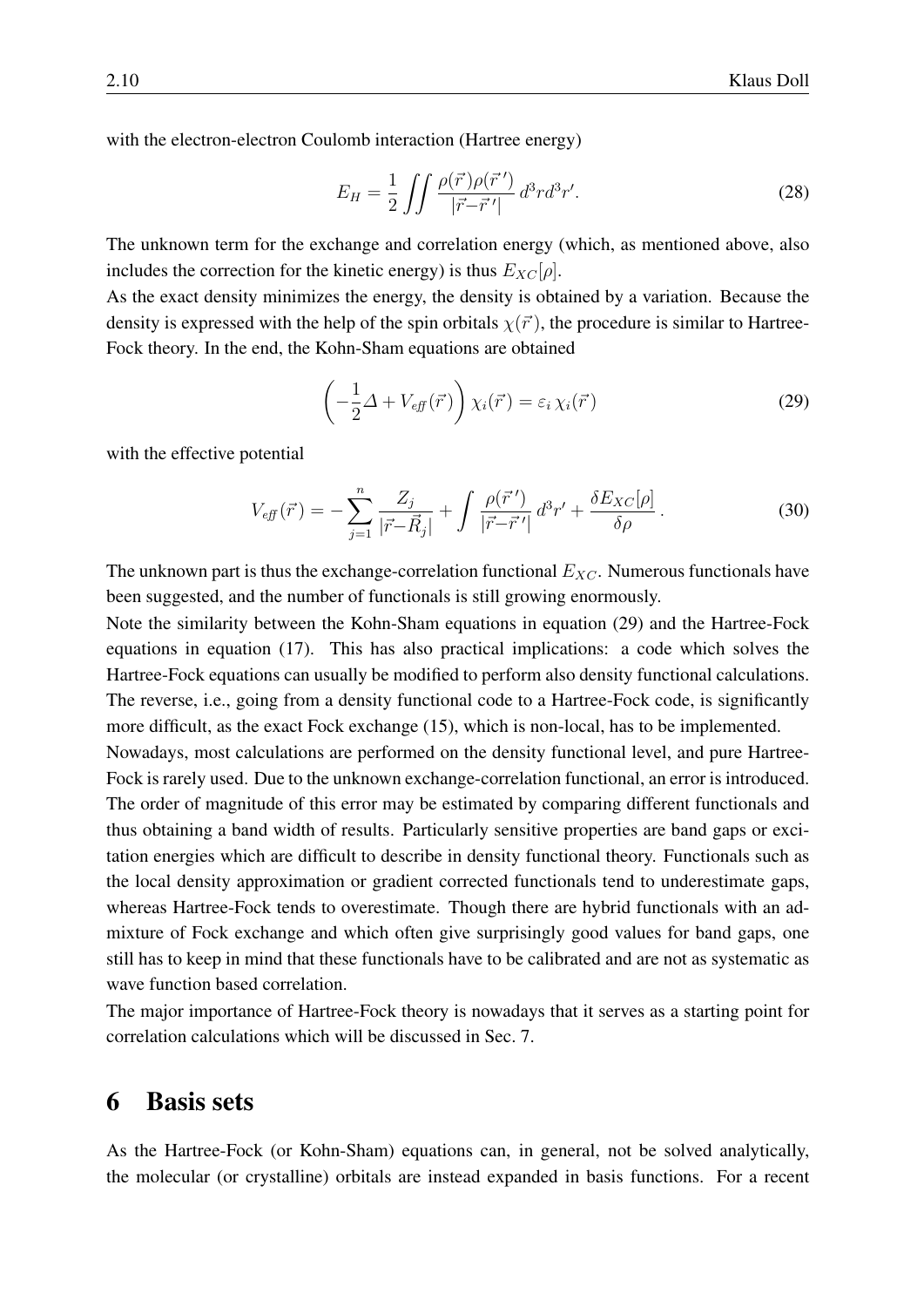with the electron-electron Coulomb interaction (Hartree energy)

$$E_H = \frac{1}{2} \iint \frac{\rho(\vec{r})\rho(\vec{r}\,')}{|\vec{r}-\vec{r}\,'|} \, d^3r d^3r'. \tag{28}$$

The unknown term for the exchange and correlation energy (which, as mentioned above, also includes the correction for the kinetic energy) is thus $E_{XC}[\rho]$.

As the exact density minimizes the energy, the density is obtained by a variation. Because the density is expressed with the help of the spin orbitals $\chi(\vec{r})$, the procedure is similar to Hartree-Fock theory. In the end, the Kohn-Sham equations are obtained

$$\left( -\frac{1}{2}\Delta + V_{\mathit{eff}}(\vec{r}) \right) \chi_i(\vec{r}) = \varepsilon_i \, \chi_i(\vec{r}) \tag{29}$$

with the effective potential

$$V_{\mathit{eff}}(\vec{r}) = -\sum_{j=1}^{n} \frac{Z_j}{|\vec{r}-\vec{R}_j|} + \int \frac{\rho(\vec{r}\,')}{|\vec{r}-\vec{r}\,'|} \, d^3r' + \frac{\delta E_{XC}[\rho]}{\delta \rho} \, . \tag{30}$$

The unknown part is thus the exchange-correlation functional $E_{XC}$. Numerous functionals have been suggested, and the number of functionals is still growing enormously.

Note the similarity between the Kohn-Sham equations in equation (29) and the Hartree-Fock equations in equation (17). This has also practical implications: a code which solves the Hartree-Fock equations can usually be modified to perform also density functional calculations. The reverse, i.e., going from a density functional code to a Hartree-Fock code, is significantly more difficult, as the exact Fock exchange (15), which is non-local, has to be implemented.

Nowadays, most calculations are performed on the density functional level, and pure Hartree-Fock is rarely used. Due to the unknown exchange-correlation functional, an error is introduced. The order of magnitude of this error may be estimated by comparing different functionals and thus obtaining a band width of results. Particularly sensitive properties are band gaps or excitation energies which are difficult to describe in density functional theory. Functionals such as the local density approximation or gradient corrected functionals tend to underestimate gaps, whereas Hartree-Fock tends to overestimate. Though there are hybrid functionals with an admixture of Fock exchange and which often give surprisingly good values for band gaps, one still has to keep in mind that these functionals have to be calibrated and are not as systematic as wave function based correlation.

The major importance of Hartree-Fock theory is nowadays that it serves as a starting point for correlation calculations which will be discussed in Sec. 7.

## 6 Basis sets

As the Hartree-Fock (or Kohn-Sham) equations can, in general, not be solved analytically, the molecular (or crystalline) orbitals are instead expanded in basis functions. For a recent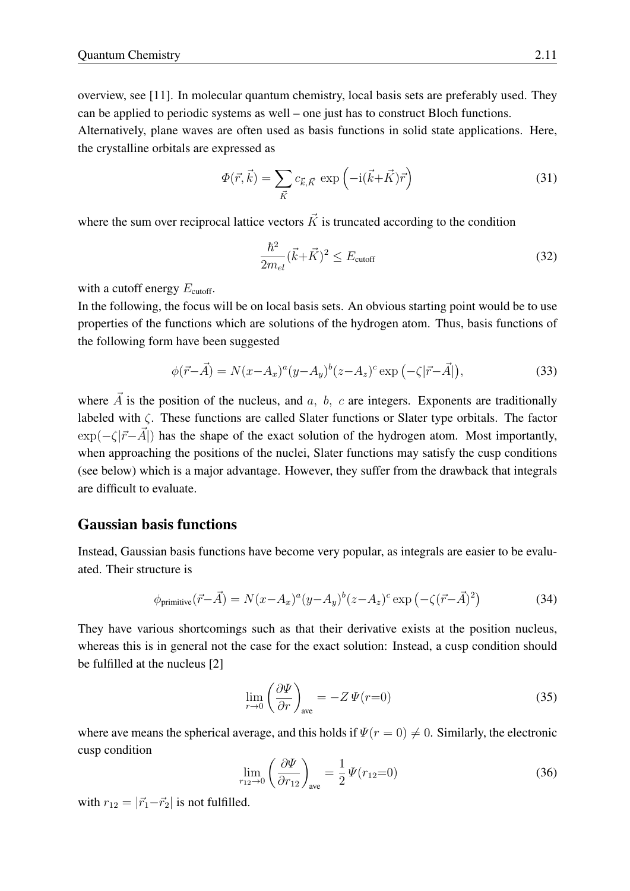overview, see [11]. In molecular quantum chemistry, local basis sets are preferably used. They can be applied to periodic systems as well – one just has to construct Bloch functions.
Alternatively, plane waves are often used as basis functions in solid state applications. Here, the crystalline orbitals are expressed as

$$\Phi(\vec{r},\vec{k}) = \sum_{\vec{K}} c_{\vec{k},\vec{K}} \, \exp\left(-\mathrm{i}(\vec{k}+\vec{K})\vec{r}\right) \tag{31}$$

where the sum over reciprocal lattice vectors $\vec{K}$ is truncated according to the condition

$$\frac{\hbar^2}{2m_{el}}(\vec{k}+\vec{K})^2 \leq E_{\text{cutoff}} \tag{32}$$

with a cutoff energy $E_{\text{cutoff}}$.
In the following, the focus will be on local basis sets. An obvious starting point would be to use properties of the functions which are solutions of the hydrogen atom. Thus, basis functions of the following form have been suggested

$$\phi(\vec{r}-\vec{A}) = N(x-A_x)^a(y-A_y)^b(z-A_z)^c \exp\left(-\zeta|\vec{r}-\vec{A}|\right), \tag{33}$$

where $\vec{A}$ is the position of the nucleus, and $a,\ b,\ c$ are integers. Exponents are traditionally labeled with $\zeta$. These functions are called Slater functions or Slater type orbitals. The factor $\exp(-\zeta|\vec{r}-\vec{A}|)$ has the shape of the exact solution of the hydrogen atom. Most importantly, when approaching the positions of the nuclei, Slater functions may satisfy the cusp conditions (see below) which is a major advantage. However, they suffer from the drawback that integrals are difficult to evaluate.

## Gaussian basis functions

Instead, Gaussian basis functions have become very popular, as integrals are easier to be evaluated. Their structure is

$$\phi_{\text{primitive}}(\vec{r}-\vec{A}) = N(x-A_x)^a(y-A_y)^b(z-A_z)^c \exp\left(-\zeta(\vec{r}-\vec{A})^2\right) \tag{34}$$

They have various shortcomings such as that their derivative exists at the position nucleus, whereas this is in general not the case for the exact solution: Instead, a cusp condition should be fulfilled at the nucleus [2]

$$\lim_{r\to 0}\left(\frac{\partial\Psi}{\partial r}\right)_{\text{ave}} = -Z\,\Psi(r{=}0) \tag{35}$$

where ave means the spherical average, and this holds if $\Psi(r=0) \neq 0$. Similarly, the electronic cusp condition

$$\lim_{r_{12}\to 0}\left(\frac{\partial\Psi}{\partial r_{12}}\right)_{\text{ave}} = \frac{1}{2}\,\Psi(r_{12}{=}0) \tag{36}$$

with $r_{12} = |\vec{r}_1-\vec{r}_2|$ is not fulfilled.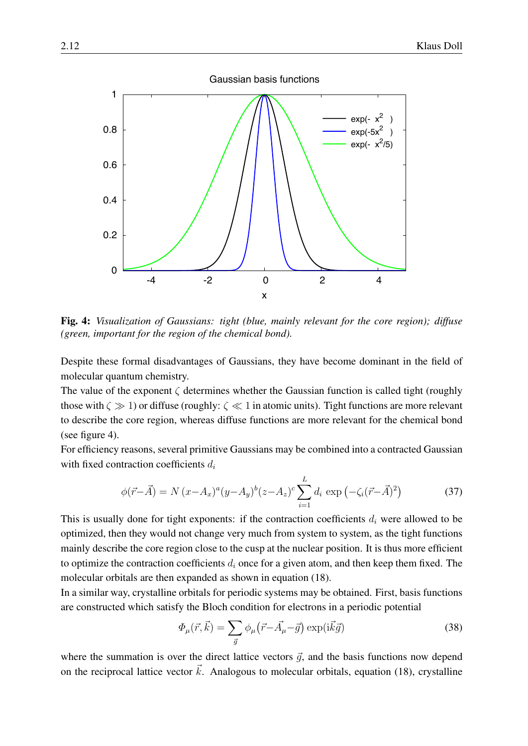**Fig. 4:** *Visualization of Gaussians: tight (blue, mainly relevant for the core region); diffuse (green, important for the region of the chemical bond).*

Despite these formal disadvantages of Gaussians, they have become dominant in the field of molecular quantum chemistry.

The value of the exponent $\zeta$ determines whether the Gaussian function is called tight (roughly those with $\zeta \gg 1$) or diffuse (roughly: $\zeta \ll 1$ in atomic units). Tight functions are more relevant to describe the core region, whereas diffuse functions are more relevant for the chemical bond (see figure 4).

For efficiency reasons, several primitive Gaussians may be combined into a contracted Gaussian with fixed contraction coefficients $d_i$

$$\phi(\vec{r}-\vec{A}) = N\,(x-A_x)^a(y-A_y)^b(z-A_z)^c \sum_{i=1}^{L} d_i \, \exp\left(-\zeta_i(\vec{r}-\vec{A})^2\right) \tag{37}$$

This is usually done for tight exponents: if the contraction coefficients $d_i$ were allowed to be optimized, then they would not change very much from system to system, as the tight functions mainly describe the core region close to the cusp at the nuclear position. It is thus more efficient to optimize the contraction coefficients $d_i$ once for a given atom, and then keep them fixed. The molecular orbitals are then expanded as shown in equation (18).

In a similar way, crystalline orbitals for periodic systems may be obtained. First, basis functions are constructed which satisfy the Bloch condition for electrons in a periodic potential

$$\Phi_\mu(\vec{r},\vec{k}) = \sum_{\vec{g}} \phi_\mu\left(\vec{r}-\vec{A}_\mu-\vec{g}\right) \exp(\mathrm{i}\vec{k}\vec{g}) \tag{38}$$

where the summation is over the direct lattice vectors $\vec{g}$, and the basis functions now depend on the reciprocal lattice vector $\vec{k}$. Analogous to molecular orbitals, equation (18), crystalline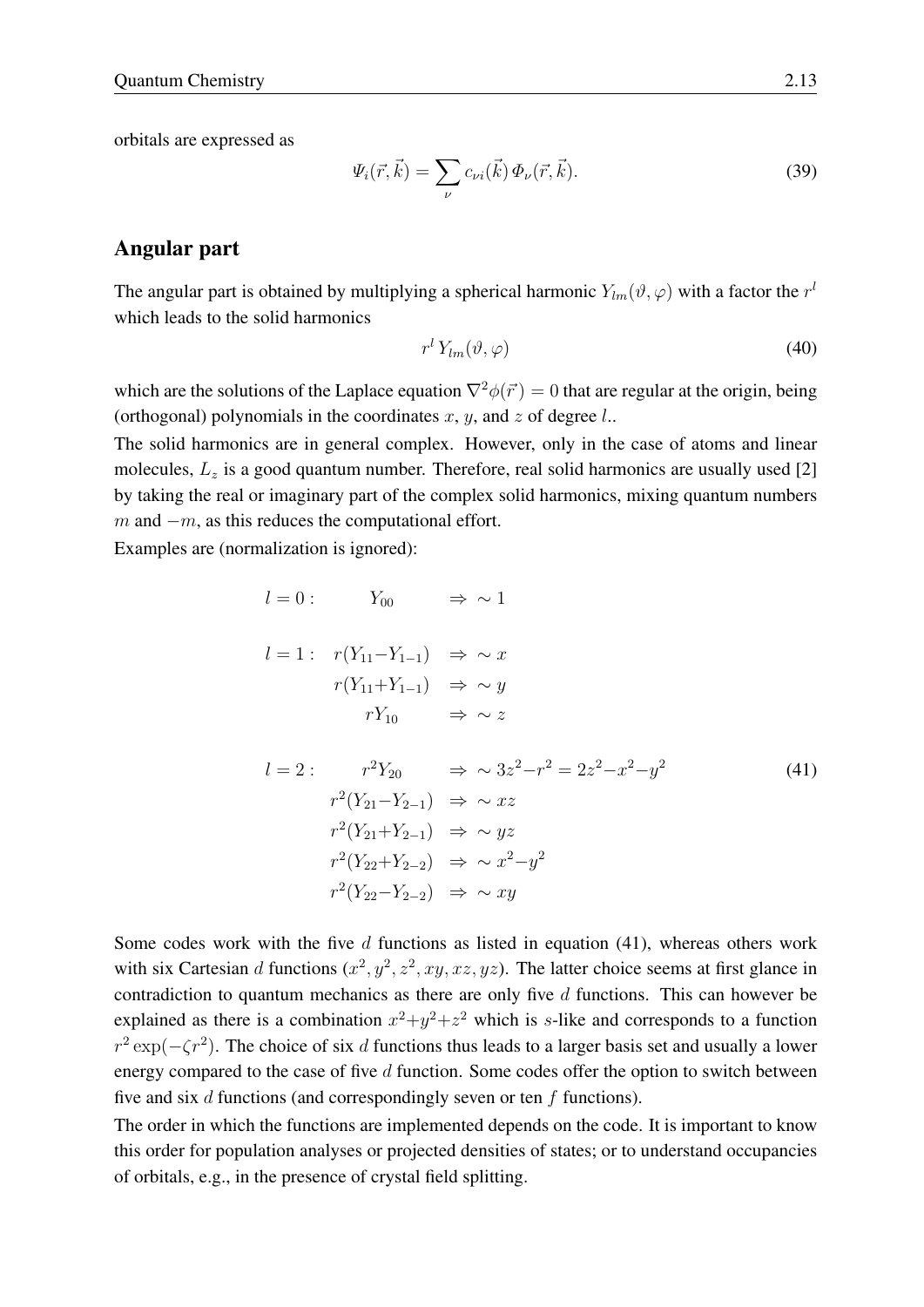orbitals are expressed as

$$\Psi_i(\vec{r},\vec{k}) = \sum_{\nu} c_{\nu i}(\vec{k})\, \Phi_\nu(\vec{r},\vec{k}). \tag{39}$$

## Angular part

The angular part is obtained by multiplying a spherical harmonic $Y_{lm}(\vartheta,\varphi)$ with a factor the $r^l$ which leads to the solid harmonics

$$r^l\, Y_{lm}(\vartheta,\varphi) \tag{40}$$

which are the solutions of the Laplace equation $\nabla^2\phi(\vec{r}) = 0$ that are regular at the origin, being (orthogonal) polynomials in the coordinates $x$, $y$, and $z$ of degree $l$..

The solid harmonics are in general complex. However, only in the case of atoms and linear molecules, $L_z$ is a good quantum number. Therefore, real solid harmonics are usually used [2] by taking the real or imaginary part of the complex solid harmonics, mixing quantum numbers $m$ and $-m$, as this reduces the computational effort.

Examples are (normalization is ignored):

$$\begin{aligned}
l=0: &\quad Y_{00} &&\Rightarrow\ \sim 1\\[6pt]
l=1: &\quad r(Y_{11}-Y_{1-1}) &&\Rightarrow\ \sim x\\
&\quad r(Y_{11}+Y_{1-1}) &&\Rightarrow\ \sim y\\
&\quad rY_{10} &&\Rightarrow\ \sim z\\[6pt]
l=2: &\quad r^2Y_{20} &&\Rightarrow\ \sim 3z^2-r^2 = 2z^2-x^2-y^2\\
&\quad r^2(Y_{21}-Y_{2-1}) &&\Rightarrow\ \sim xz\\
&\quad r^2(Y_{21}+Y_{2-1}) &&\Rightarrow\ \sim yz\\
&\quad r^2(Y_{22}+Y_{2-2}) &&\Rightarrow\ \sim x^2-y^2\\
&\quad r^2(Y_{22}-Y_{2-2}) &&\Rightarrow\ \sim xy
\end{aligned} \tag{41}$$

Some codes work with the five $d$ functions as listed in equation (41), whereas others work with six Cartesian $d$ functions ($x^2, y^2, z^2, xy, xz, yz$). The latter choice seems at first glance in contradiction to quantum mechanics as there are only five $d$ functions. This can however be explained as there is a combination $x^2+y^2+z^2$ which is $s$-like and corresponds to a function $r^2\exp(-\zeta r^2)$. The choice of six $d$ functions thus leads to a larger basis set and usually a lower energy compared to the case of five $d$ function. Some codes offer the option to switch between five and six $d$ functions (and correspondingly seven or ten $f$ functions).

The order in which the functions are implemented depends on the code. It is important to know this order for population analyses or projected densities of states; or to understand occupancies of orbitals, e.g., in the presence of crystal field splitting.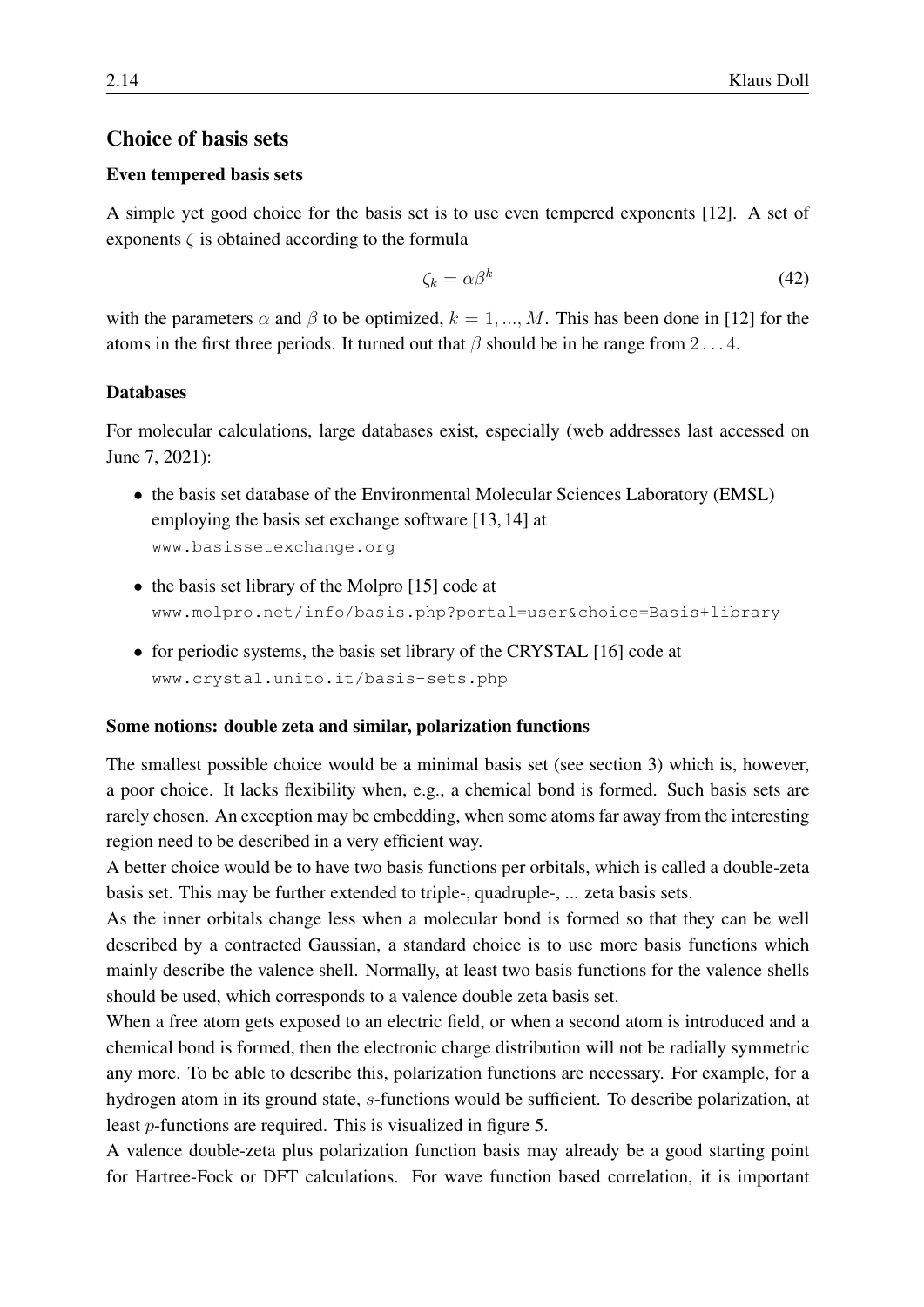## Choice of basis sets

### Even tempered basis sets

A simple yet good choice for the basis set is to use even tempered exponents [12]. A set of exponents $\zeta$ is obtained according to the formula

$$\zeta_k = \alpha\beta^k \tag{42}$$

with the parameters $\alpha$ and $\beta$ to be optimized, $k = 1, ..., M$. This has been done in [12] for the atoms in the first three periods. It turned out that $\beta$ should be in he range from $2 \ldots 4$.

### Databases

For molecular calculations, large databases exist, especially (web addresses last accessed on June 7, 2021):

- the basis set database of the Environmental Molecular Sciences Laboratory (EMSL) employing the basis set exchange software [13, 14] at `www.basissetexchange.org`
- the basis set library of the Molpro [15] code at `www.molpro.net/info/basis.php?portal=user&choice=Basis+library`
- for periodic systems, the basis set library of the CRYSTAL [16] code at `www.crystal.unito.it/basis-sets.php`

### Some notions: double zeta and similar, polarization functions

The smallest possible choice would be a minimal basis set (see section 3) which is, however, a poor choice. It lacks flexibility when, e.g., a chemical bond is formed. Such basis sets are rarely chosen. An exception may be embedding, when some atoms far away from the interesting region need to be described in a very efficient way.
A better choice would be to have two basis functions per orbitals, which is called a double-zeta basis set. This may be further extended to triple-, quadruple-, ... zeta basis sets.
As the inner orbitals change less when a molecular bond is formed so that they can be well described by a contracted Gaussian, a standard choice is to use more basis functions which mainly describe the valence shell. Normally, at least two basis functions for the valence shells should be used, which corresponds to a valence double zeta basis set.
When a free atom gets exposed to an electric field, or when a second atom is introduced and a chemical bond is formed, then the electronic charge distribution will not be radially symmetric any more. To be able to describe this, polarization functions are necessary. For example, for a hydrogen atom in its ground state, $s$-functions would be sufficient. To describe polarization, at least $p$-functions are required. This is visualized in figure 5.
A valence double-zeta plus polarization function basis may already be a good starting point for Hartree-Fock or DFT calculations. For wave function based correlation, it is important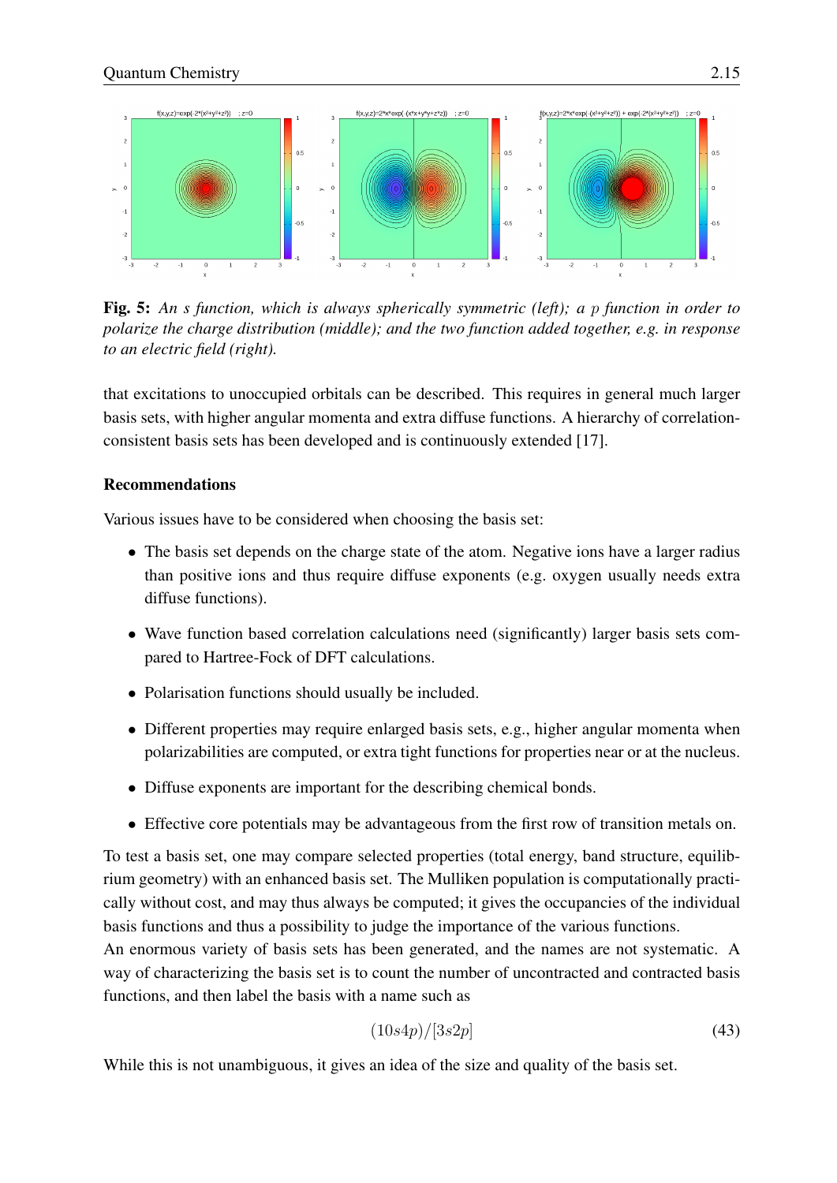**Fig. 5:** *An s function, which is always spherically symmetric (left); a $p$ function in order to polarize the charge distribution (middle); and the two function added together, e.g. in response to an electric field (right).*

that excitations to unoccupied orbitals can be described. This requires in general much larger basis sets, with higher angular momenta and extra diffuse functions. A hierarchy of correlation-consistent basis sets has been developed and is continuously extended [17].

**Recommendations**

Various issues have to be considered when choosing the basis set:

- The basis set depends on the charge state of the atom. Negative ions have a larger radius than positive ions and thus require diffuse exponents (e.g. oxygen usually needs extra diffuse functions).
- Wave function based correlation calculations need (significantly) larger basis sets compared to Hartree-Fock of DFT calculations.
- Polarisation functions should usually be included.
- Different properties may require enlarged basis sets, e.g., higher angular momenta when polarizabilities are computed, or extra tight functions for properties near or at the nucleus.
- Diffuse exponents are important for the describing chemical bonds.
- Effective core potentials may be advantageous from the first row of transition metals on.

To test a basis set, one may compare selected properties (total energy, band structure, equilibrium geometry) with an enhanced basis set. The Mulliken population is computationally practically without cost, and may thus always be computed; it gives the occupancies of the individual basis functions and thus a possibility to judge the importance of the various functions.
An enormous variety of basis sets has been generated, and the names are not systematic. A way of characterizing the basis set is to count the number of uncontracted and contracted basis functions, and then label the basis with a name such as

$$(10s4p)/[3s2p] \tag{43}$$

While this is not unambiguous, it gives an idea of the size and quality of the basis set.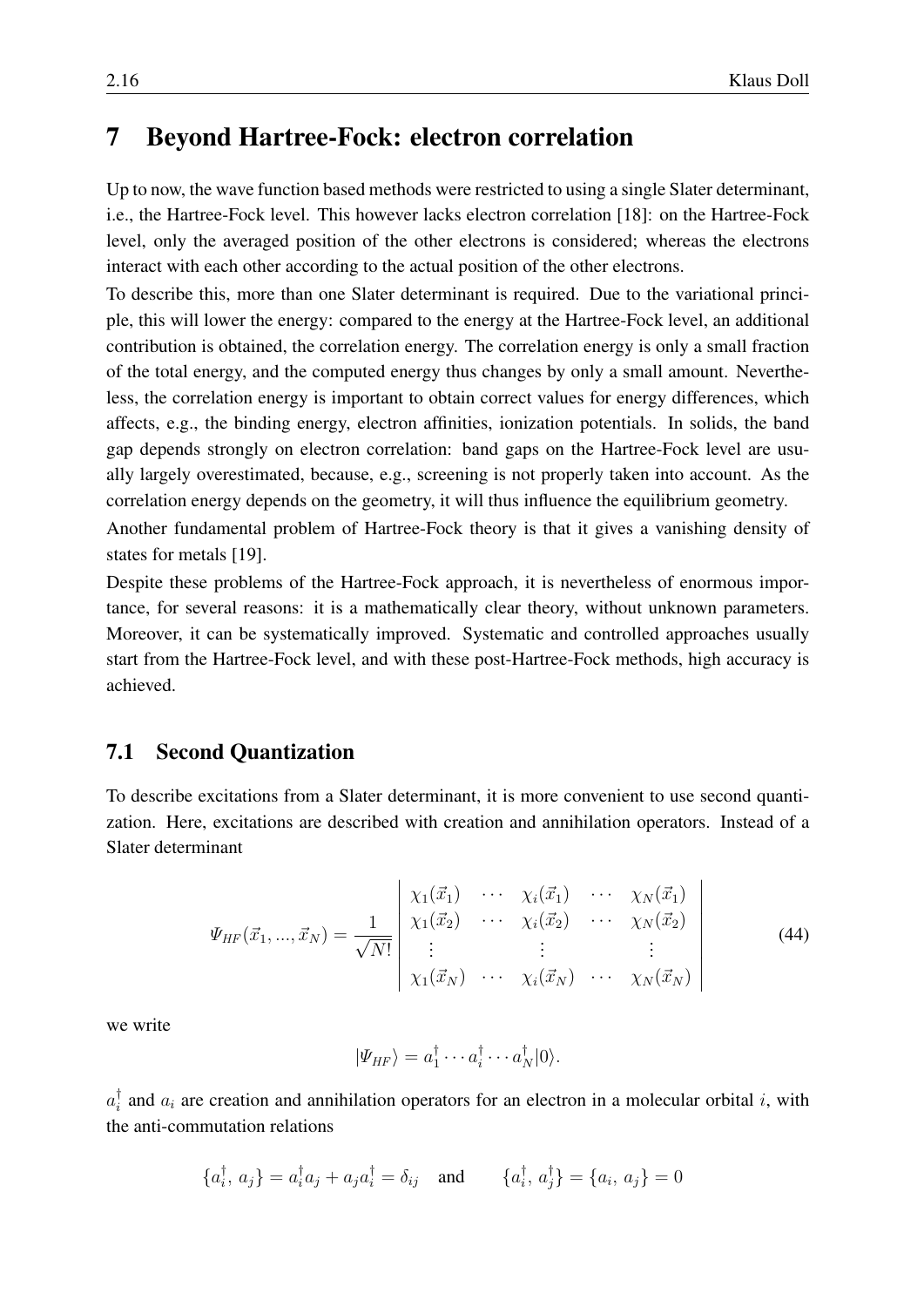# 7 Beyond Hartree-Fock: electron correlation

Up to now, the wave function based methods were restricted to using a single Slater determinant, i.e., the Hartree-Fock level. This however lacks electron correlation [18]: on the Hartree-Fock level, only the averaged position of the other electrons is considered; whereas the electrons interact with each other according to the actual position of the other electrons.

To describe this, more than one Slater determinant is required. Due to the variational principle, this will lower the energy: compared to the energy at the Hartree-Fock level, an additional contribution is obtained, the correlation energy. The correlation energy is only a small fraction of the total energy, and the computed energy thus changes by only a small amount. Nevertheless, the correlation energy is important to obtain correct values for energy differences, which affects, e.g., the binding energy, electron affinities, ionization potentials. In solids, the band gap depends strongly on electron correlation: band gaps on the Hartree-Fock level are usually largely overestimated, because, e.g., screening is not properly taken into account. As the correlation energy depends on the geometry, it will thus influence the equilibrium geometry.

Another fundamental problem of Hartree-Fock theory is that it gives a vanishing density of states for metals [19].

Despite these problems of the Hartree-Fock approach, it is nevertheless of enormous importance, for several reasons: it is a mathematically clear theory, without unknown parameters. Moreover, it can be systematically improved. Systematic and controlled approaches usually start from the Hartree-Fock level, and with these post-Hartree-Fock methods, high accuracy is achieved.

## 7.1 Second Quantization

To describe excitations from a Slater determinant, it is more convenient to use second quantization. Here, excitations are described with creation and annihilation operators. Instead of a Slater determinant

$$\Psi_{HF}(\vec{x}_1, ..., \vec{x}_N) = \frac{1}{\sqrt{N!}} \begin{vmatrix} \chi_1(\vec{x}_1) & \cdots & \chi_i(\vec{x}_1) & \cdots & \chi_N(\vec{x}_1) \\ \chi_1(\vec{x}_2) & \cdots & \chi_i(\vec{x}_2) & \cdots & \chi_N(\vec{x}_2) \\ \vdots & & \vdots & & \vdots \\ \chi_1(\vec{x}_N) & \cdots & \chi_i(\vec{x}_N) & \cdots & \chi_N(\vec{x}_N) \end{vmatrix} \tag{44}$$

we write

$$|\Psi_{HF}\rangle = a_1^\dagger \cdots a_i^\dagger \cdots a_N^\dagger |0\rangle.$$

$a_i^\dagger$ and $a_i$ are creation and annihilation operators for an electron in a molecular orbital $i$, with the anti-commutation relations

$$\{a_i^\dagger, a_j\} = a_i^\dagger a_j + a_j a_i^\dagger = \delta_{ij} \quad \text{and} \qquad \{a_i^\dagger, a_j^\dagger\} = \{a_i, a_j\} = 0$$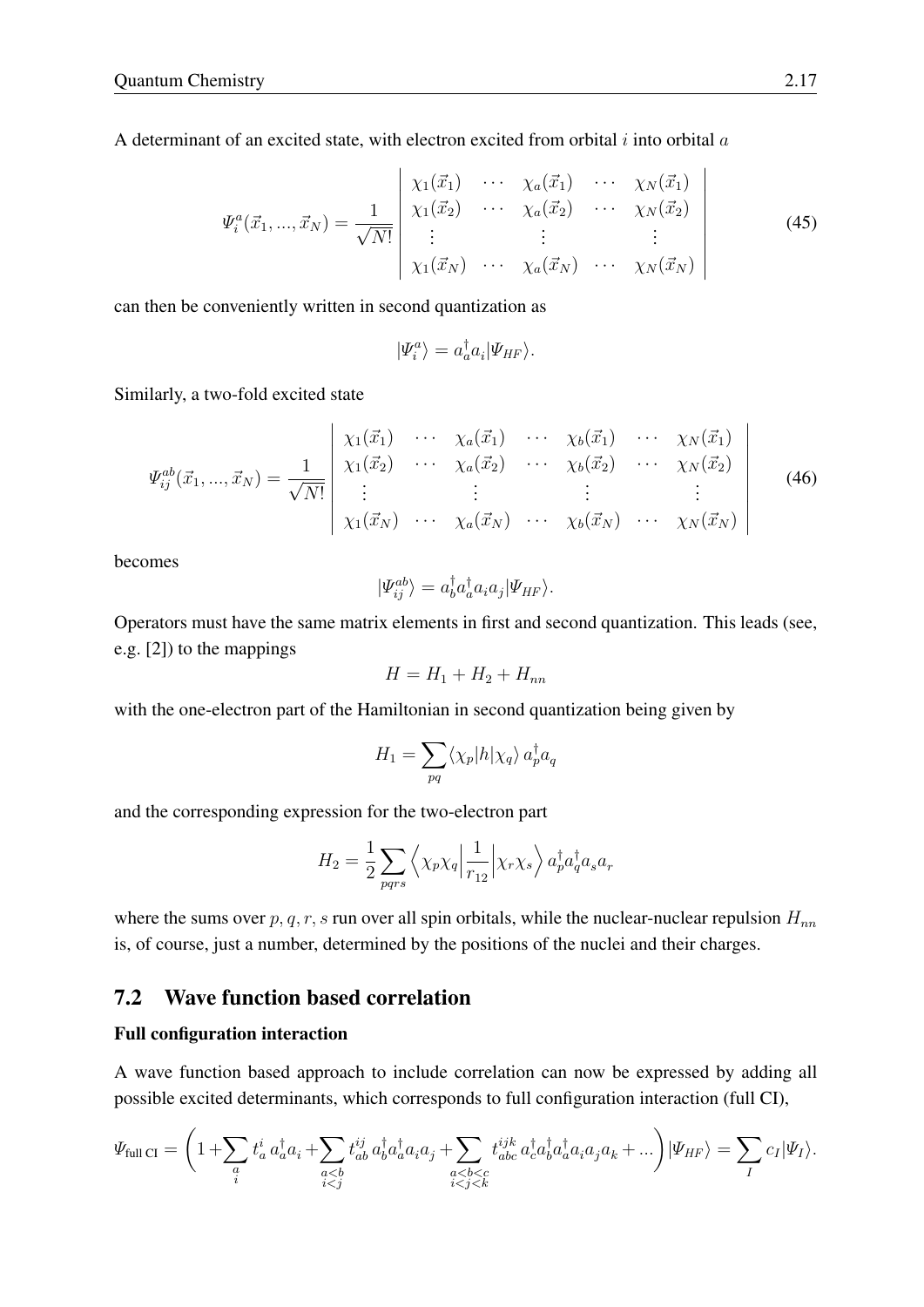A determinant of an excited state, with electron excited from orbital $i$ into orbital $a$

$$
\Psi_i^a(\vec{x}_1, ..., \vec{x}_N) = \frac{1}{\sqrt{N!}} \begin{vmatrix} \chi_1(\vec{x}_1) & \cdots & \chi_a(\vec{x}_1) & \cdots & \chi_N(\vec{x}_1) \\ \chi_1(\vec{x}_2) & \cdots & \chi_a(\vec{x}_2) & \cdots & \chi_N(\vec{x}_2) \\ \vdots & & \vdots & & \vdots \\ \chi_1(\vec{x}_N) & \cdots & \chi_a(\vec{x}_N) & \cdots & \chi_N(\vec{x}_N) \end{vmatrix} \tag{45}
$$

can then be conveniently written in second quantization as

$$
|\Psi_i^a\rangle = a_a^\dagger a_i |\Psi_{HF}\rangle.
$$

Similarly, a two-fold excited state

$$
\Psi_{ij}^{ab}(\vec{x}_1, ..., \vec{x}_N) = \frac{1}{\sqrt{N!}} \begin{vmatrix} \chi_1(\vec{x}_1) & \cdots & \chi_a(\vec{x}_1) & \cdots & \chi_b(\vec{x}_1) & \cdots & \chi_N(\vec{x}_1) \\ \chi_1(\vec{x}_2) & \cdots & \chi_a(\vec{x}_2) & \cdots & \chi_b(\vec{x}_2) & \cdots & \chi_N(\vec{x}_2) \\ \vdots & & \vdots & & \vdots & & \vdots \\ \chi_1(\vec{x}_N) & \cdots & \chi_a(\vec{x}_N) & \cdots & \chi_b(\vec{x}_N) & \cdots & \chi_N(\vec{x}_N) \end{vmatrix} \tag{46}
$$

becomes

$$
|\Psi_{ij}^{ab}\rangle = a_b^\dagger a_a^\dagger a_i a_j |\Psi_{HF}\rangle.
$$

Operators must have the same matrix elements in first and second quantization. This leads (see, e.g. [2]) to the mappings

$$
H = H_1 + H_2 + H_{nn}
$$

with the one-electron part of the Hamiltonian in second quantization being given by

$$
H_1 = \sum_{pq} \langle \chi_p | h | \chi_q \rangle \, a_p^\dagger a_q
$$

and the corresponding expression for the two-electron part

$$
H_2 = \frac{1}{2} \sum_{pqrs} \left\langle \chi_p \chi_q \middle| \frac{1}{r_{12}} \middle| \chi_r \chi_s \right\rangle a_p^\dagger a_q^\dagger a_s a_r
$$

where the sums over $p, q, r, s$ run over all spin orbitals, while the nuclear-nuclear repulsion $H_{nn}$ is, of course, just a number, determined by the positions of the nuclei and their charges.

## 7.2 Wave function based correlation

### Full configuration interaction

A wave function based approach to include correlation can now be expressed by adding all possible excited determinants, which corresponds to full configuration interaction (full CI),

$$
\Psi_{\text{full CI}} = \left( 1 + \sum_{\substack{a \\ i}} t_a^i \, a_a^\dagger a_i + \sum_{\substack{a<b \\ i<j}} t_{ab}^{ij} \, a_b^\dagger a_a^\dagger a_i a_j + \sum_{\substack{a<b<c \\ i<j<k}} t_{abc}^{ijk} \, a_c^\dagger a_b^\dagger a_a^\dagger a_i a_j a_k + ... \right) |\Psi_{HF}\rangle = \sum_I c_I |\Psi_I\rangle.
$$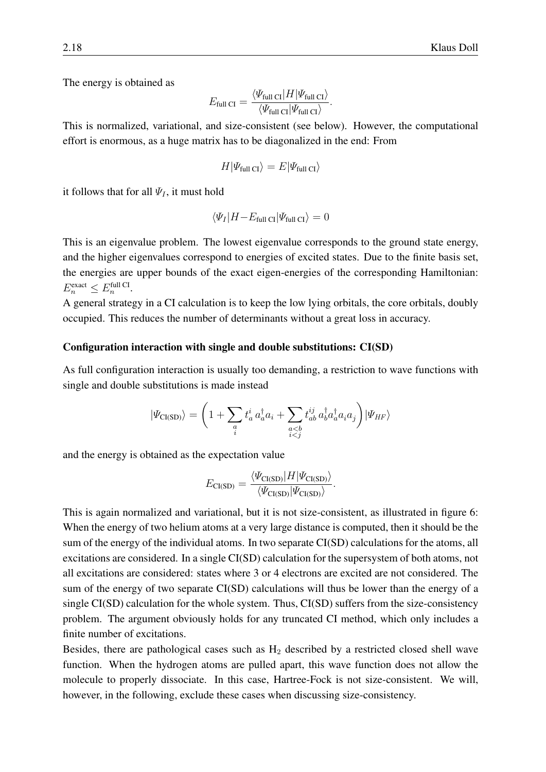The energy is obtained as

$$E_{\text{full CI}} = \frac{\langle \Psi_{\text{full CI}} | H | \Psi_{\text{full CI}} \rangle}{\langle \Psi_{\text{full CI}} | \Psi_{\text{full CI}} \rangle}.$$

This is normalized, variational, and size-consistent (see below). However, the computational effort is enormous, as a huge matrix has to be diagonalized in the end: From

$$H|\Psi_{\text{full CI}}\rangle = E|\Psi_{\text{full CI}}\rangle$$

it follows that for all $\Psi_I$, it must hold

$$\langle \Psi_I | H - E_{\text{full CI}} | \Psi_{\text{full CI}} \rangle = 0$$

This is an eigenvalue problem. The lowest eigenvalue corresponds to the ground state energy, and the higher eigenvalues correspond to energies of excited states. Due to the finite basis set, the energies are upper bounds of the exact eigen-energies of the corresponding Hamiltonian: $E_n^{\text{exact}} \leq E_n^{\text{full CI}}$.

A general strategy in a CI calculation is to keep the low lying orbitals, the core orbitals, doubly occupied. This reduces the number of determinants without a great loss in accuracy.

**Configuration interaction with single and double substitutions: CI(SD)**

As full configuration interaction is usually too demanding, a restriction to wave functions with single and double substitutions is made instead

$$|\Psi_{\text{CI(SD)}}\rangle = \left( 1 + \sum_{\substack{a \\ i}} t_a^i \, a_a^\dagger a_i + \sum_{\substack{a<b \\ i<j}} t_{ab}^{ij} \, a_b^\dagger a_a^\dagger a_i a_j \right) |\Psi_{HF}\rangle$$

and the energy is obtained as the expectation value

$$E_{\text{CI(SD)}} = \frac{\langle \Psi_{\text{CI(SD)}} | H | \Psi_{\text{CI(SD)}} \rangle}{\langle \Psi_{\text{CI(SD)}} | \Psi_{\text{CI(SD)}} \rangle}.$$

This is again normalized and variational, but it is not size-consistent, as illustrated in figure 6: When the energy of two helium atoms at a very large distance is computed, then it should be the sum of the energy of the individual atoms. In two separate CI(SD) calculations for the atoms, all excitations are considered. In a single CI(SD) calculation for the supersystem of both atoms, not all excitations are considered: states where 3 or 4 electrons are excited are not considered. The sum of the energy of two separate CI(SD) calculations will thus be lower than the energy of a single CI(SD) calculation for the whole system. Thus, CI(SD) suffers from the size-consistency problem. The argument obviously holds for any truncated CI method, which only includes a finite number of excitations.

Besides, there are pathological cases such as $H_2$ described by a restricted closed shell wave function. When the hydrogen atoms are pulled apart, this wave function does not allow the molecule to properly dissociate. In this case, Hartree-Fock is not size-consistent. We will, however, in the following, exclude these cases when discussing size-consistency.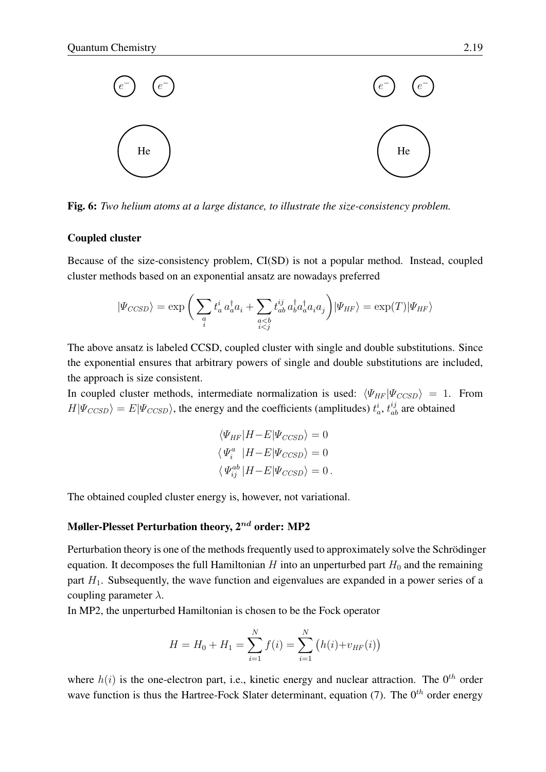Fig. 6: *Two helium atoms at a large distance, to illustrate the size-consistency problem.*

### Coupled cluster

Because of the size-consistency problem, CI(SD) is not a popular method. Instead, coupled cluster methods based on an exponential ansatz are nowadays preferred

$$|\Psi_{CCSD}\rangle = \exp\left( \sum_{\substack{a \\ i}} t_a^i \, a_a^\dagger a_i + \sum_{\substack{a<b \\ i<j}} t_{ab}^{ij} \, a_b^\dagger a_a^\dagger a_i a_j \right) |\Psi_{HF}\rangle = \exp(T)|\Psi_{HF}\rangle$$

The above ansatz is labeled CCSD, coupled cluster with single and double substitutions. Since the exponential ensures that arbitrary powers of single and double substitutions are included, the approach is size consistent.

In coupled cluster methods, intermediate normalization is used: $\langle \Psi_{HF}|\Psi_{CCSD}\rangle = 1$. From $H|\Psi_{CCSD}\rangle = E|\Psi_{CCSD}\rangle$, the energy and the coefficients (amplitudes) $t_a^i$, $t_{ab}^{ij}$ are obtained

$$\begin{aligned}
\langle \Psi_{HF}|H{-}E|\Psi_{CCSD}\rangle &= 0 \\
\langle \Psi_i^a \ |H{-}E|\Psi_{CCSD}\rangle &= 0 \\
\langle \Psi_{ij}^{ab}|H{-}E|\Psi_{CCSD}\rangle &= 0 \, .
\end{aligned}$$

The obtained coupled cluster energy is, however, not variational.

### Møller-Plesset Perturbation theory, $2^{nd}$ order: MP2

Perturbation theory is one of the methods frequently used to approximately solve the Schrödinger equation. It decomposes the full Hamiltonian $H$ into an unperturbed part $H_0$ and the remaining part $H_1$. Subsequently, the wave function and eigenvalues are expanded in a power series of a coupling parameter $\lambda$.

In MP2, the unperturbed Hamiltonian is chosen to be the Fock operator

$$H = H_0 + H_1 = \sum_{i=1}^{N} f(i) = \sum_{i=1}^{N} \big(h(i){+}v_{HF}(i)\big)$$

where $h(i)$ is the one-electron part, i.e., kinetic energy and nuclear attraction. The $0^{th}$ order wave function is thus the Hartree-Fock Slater determinant, equation (7). The $0^{th}$ order energy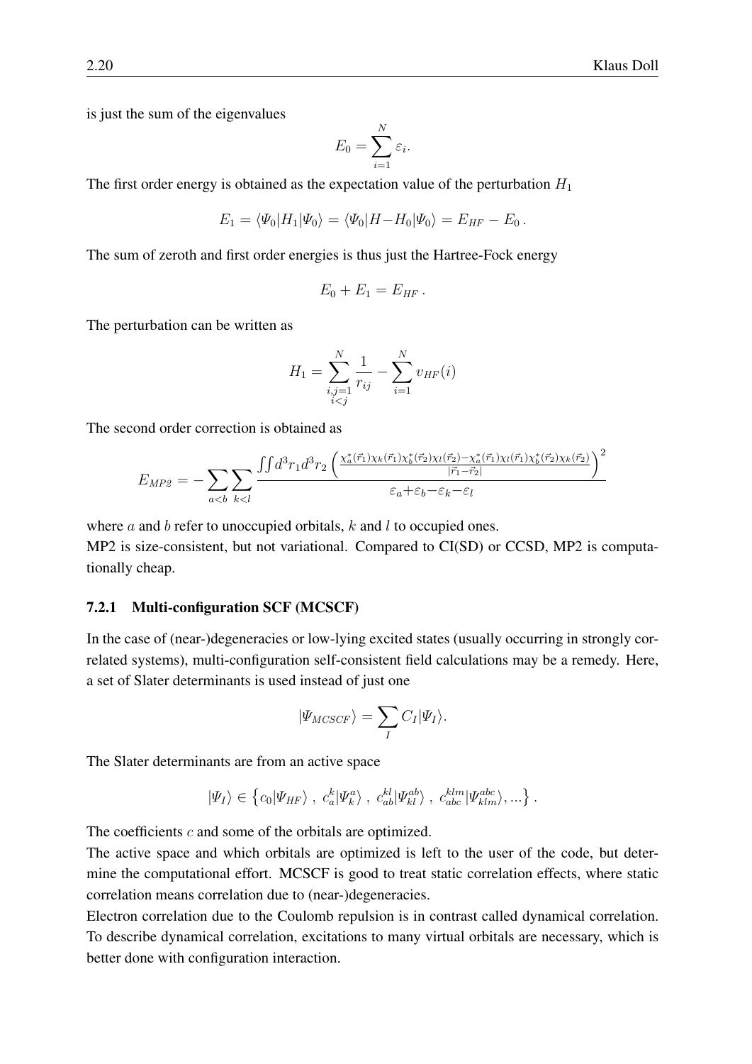is just the sum of the eigenvalues

$$E_0 = \sum_{i=1}^{N} \varepsilon_i.$$

The first order energy is obtained as the expectation value of the perturbation $H_1$

$$E_1 = \langle \Psi_0 | H_1 | \Psi_0 \rangle = \langle \Psi_0 | H - H_0 | \Psi_0 \rangle = E_{HF} - E_0 \,.$$

The sum of zeroth and first order energies is thus just the Hartree-Fock energy

$$E_0 + E_1 = E_{HF} \,.$$

The perturbation can be written as

$$H_1 = \sum_{\substack{i,j=1 \\ i<j}}^{N} \frac{1}{r_{ij}} - \sum_{i=1}^{N} v_{HF}(i)$$

The second order correction is obtained as

$$E_{MP2} = -\sum_{a<b} \sum_{k<l} \frac{\iint d^3r_1 d^3r_2 \left( \frac{\chi_a^*(\vec{r}_1)\chi_k(\vec{r}_1)\chi_b^*(\vec{r}_2)\chi_l(\vec{r}_2) - \chi_a^*(\vec{r}_1)\chi_l(\vec{r}_1)\chi_b^*(\vec{r}_2)\chi_k(\vec{r}_2)}{|\vec{r}_1 - \vec{r}_2|} \right)^2}{\varepsilon_a + \varepsilon_b - \varepsilon_k - \varepsilon_l}$$

where $a$ and $b$ refer to unoccupied orbitals, $k$ and $l$ to occupied ones.
MP2 is size-consistent, but not variational. Compared to CI(SD) or CCSD, MP2 is computationally cheap.

### 7.2.1 Multi-configuration SCF (MCSCF)

In the case of (near-)degeneracies or low-lying excited states (usually occurring in strongly correlated systems), multi-configuration self-consistent field calculations may be a remedy. Here, a set of Slater determinants is used instead of just one

$$|\Psi_{MCSCF}\rangle = \sum_I C_I |\Psi_I\rangle.$$

The Slater determinants are from an active space

$$|\Psi_I\rangle \in \left\{ c_0 |\Psi_{HF}\rangle \,,\; c_a^k |\Psi_k^a\rangle \,,\; c_{ab}^{kl} |\Psi_{kl}^{ab}\rangle \,,\; c_{abc}^{klm} |\Psi_{klm}^{abc}\rangle, ... \right\}.$$

The coefficients $c$ and some of the orbitals are optimized.
The active space and which orbitals are optimized is left to the user of the code, but determine the computational effort. MCSCF is good to treat static correlation effects, where static correlation means correlation due to (near-)degeneracies.
Electron correlation due to the Coulomb repulsion is in contrast called dynamical correlation. To describe dynamical correlation, excitations to many virtual orbitals are necessary, which is better done with configuration interaction.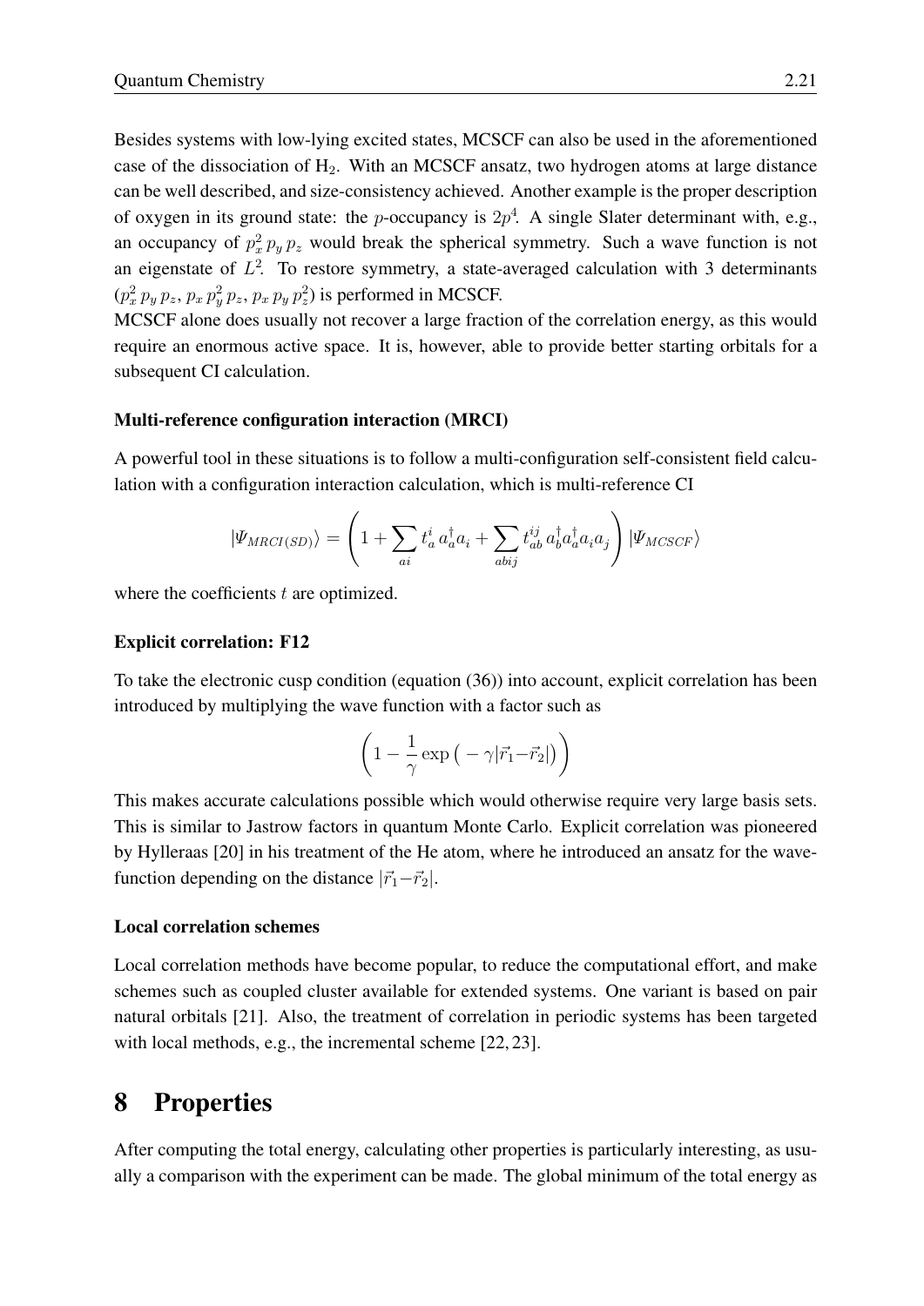Besides systems with low-lying excited states, MCSCF can also be used in the aforementioned case of the dissociation of $H_2$. With an MCSCF ansatz, two hydrogen atoms at large distance can be well described, and size-consistency achieved. Another example is the proper description of oxygen in its ground state: the $p$-occupancy is $2p^4$. A single Slater determinant with, e.g., an occupancy of $p_x^2\, p_y\, p_z$ would break the spherical symmetry. Such a wave function is not an eigenstate of $L^2$. To restore symmetry, a state-averaged calculation with 3 determinants ($p_x^2\, p_y\, p_z$, $p_x\, p_y^2\, p_z$, $p_x\, p_y\, p_z^2$) is performed in MCSCF.
MCSCF alone does usually not recover a large fraction of the correlation energy, as this would require an enormous active space. It is, however, able to provide better starting orbitals for a subsequent CI calculation.

#### Multi-reference configuration interaction (MRCI)

A powerful tool in these situations is to follow a multi-configuration self-consistent field calculation with a configuration interaction calculation, which is multi-reference CI

$$|\Psi_{MRCI(SD)}\rangle = \left(1 + \sum_{ai} t_a^i\, a_a^\dagger a_i + \sum_{abij} t_{ab}^{ij}\, a_b^\dagger a_a^\dagger a_i a_j\right) |\Psi_{MCSCF}\rangle$$

where the coefficients $t$ are optimized.

#### Explicit correlation: F12

To take the electronic cusp condition (equation (36)) into account, explicit correlation has been introduced by multiplying the wave function with a factor such as

$$\left(1 - \frac{1}{\gamma}\exp\big(-\gamma|\vec{r}_1 - \vec{r}_2|\big)\right)$$

This makes accurate calculations possible which would otherwise require very large basis sets. This is similar to Jastrow factors in quantum Monte Carlo. Explicit correlation was pioneered by Hylleraas [20] in his treatment of the He atom, where he introduced an ansatz for the wavefunction depending on the distance $|\vec{r}_1 - \vec{r}_2|$.

#### Local correlation schemes

Local correlation methods have become popular, to reduce the computational effort, and make schemes such as coupled cluster available for extended systems. One variant is based on pair natural orbitals [21]. Also, the treatment of correlation in periodic systems has been targeted with local methods, e.g., the incremental scheme [22, 23].

# 8 Properties

After computing the total energy, calculating other properties is particularly interesting, as usually a comparison with the experiment can be made. The global minimum of the total energy as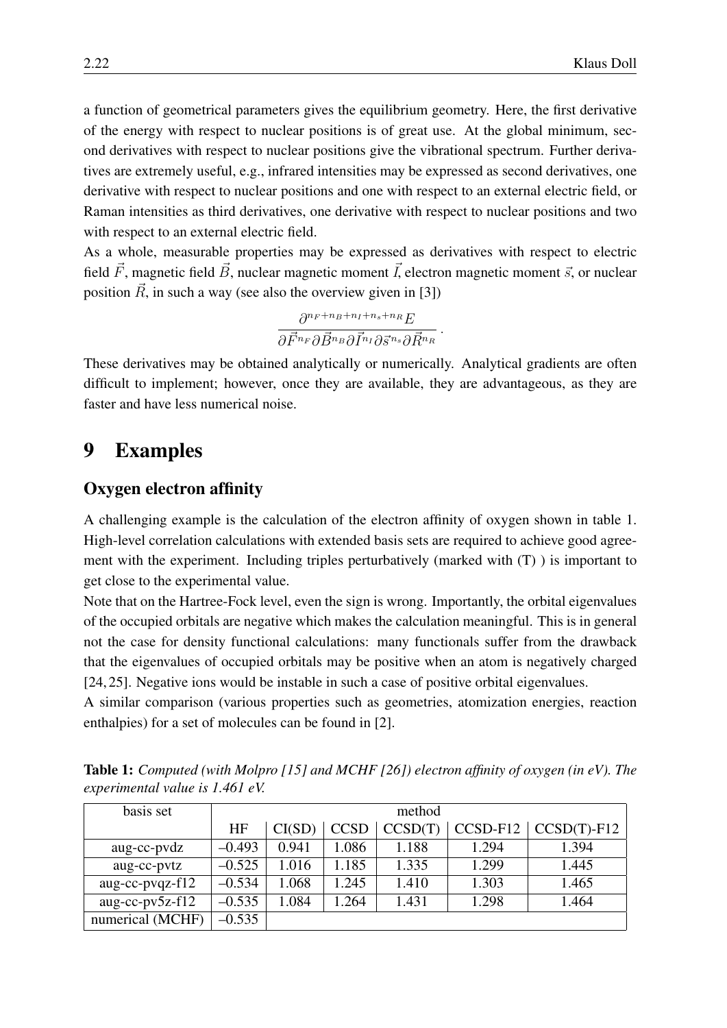a function of geometrical parameters gives the equilibrium geometry. Here, the first derivative of the energy with respect to nuclear positions is of great use. At the global minimum, second derivatives with respect to nuclear positions give the vibrational spectrum. Further derivatives are extremely useful, e.g., infrared intensities may be expressed as second derivatives, one derivative with respect to nuclear positions and one with respect to an external electric field, or Raman intensities as third derivatives, one derivative with respect to nuclear positions and two with respect to an external electric field.

As a whole, measurable properties may be expressed as derivatives with respect to electric field $\vec{F}$, magnetic field $\vec{B}$, nuclear magnetic moment $\vec{I}$, electron magnetic moment $\vec{s}$, or nuclear position $\vec{R}$, in such a way (see also the overview given in [3])

$$\frac{\partial^{n_F+n_B+n_I+n_s+n_R} E}{\partial \vec{F}^{n_F} \partial \vec{B}^{n_B} \partial \vec{I}^{n_I} \partial \vec{s}^{n_s} \partial \vec{R}^{n_R}} .$$

These derivatives may be obtained analytically or numerically. Analytical gradients are often difficult to implement; however, once they are available, they are advantageous, as they are faster and have less numerical noise.

# 9 Examples

## Oxygen electron affinity

A challenging example is the calculation of the electron affinity of oxygen shown in table 1. High-level correlation calculations with extended basis sets are required to achieve good agreement with the experiment. Including triples perturbatively (marked with (T) ) is important to get close to the experimental value.

Note that on the Hartree-Fock level, even the sign is wrong. Importantly, the orbital eigenvalues of the occupied orbitals are negative which makes the calculation meaningful. This is in general not the case for density functional calculations: many functionals suffer from the drawback that the eigenvalues of occupied orbitals may be positive when an atom is negatively charged [24, 25]. Negative ions would be instable in such a case of positive orbital eigenvalues.

A similar comparison (various properties such as geometries, atomization energies, reaction enthalpies) for a set of molecules can be found in [2].

**Table 1:** *Computed (with Molpro [15] and MCHF [26]) electron affinity of oxygen (in eV). The experimental value is 1.461 eV.*

| basis set | method | | | | | |
|---|---|---|---|---|---|---|
| | HF | CI(SD) | CCSD | CCSD(T) | CCSD-F12 | CCSD(T)-F12 |
| aug-cc-pvdz | –0.493 | 0.941 | 1.086 | 1.188 | 1.294 | 1.394 |
| aug-cc-pvtz | –0.525 | 1.016 | 1.185 | 1.335 | 1.299 | 1.445 |
| aug-cc-pvqz-f12 | –0.534 | 1.068 | 1.245 | 1.410 | 1.303 | 1.465 |
| aug-cc-pv5z-f12 | –0.535 | 1.084 | 1.264 | 1.431 | 1.298 | 1.464 |
| numerical (MCHF) | –0.535 | | | | | |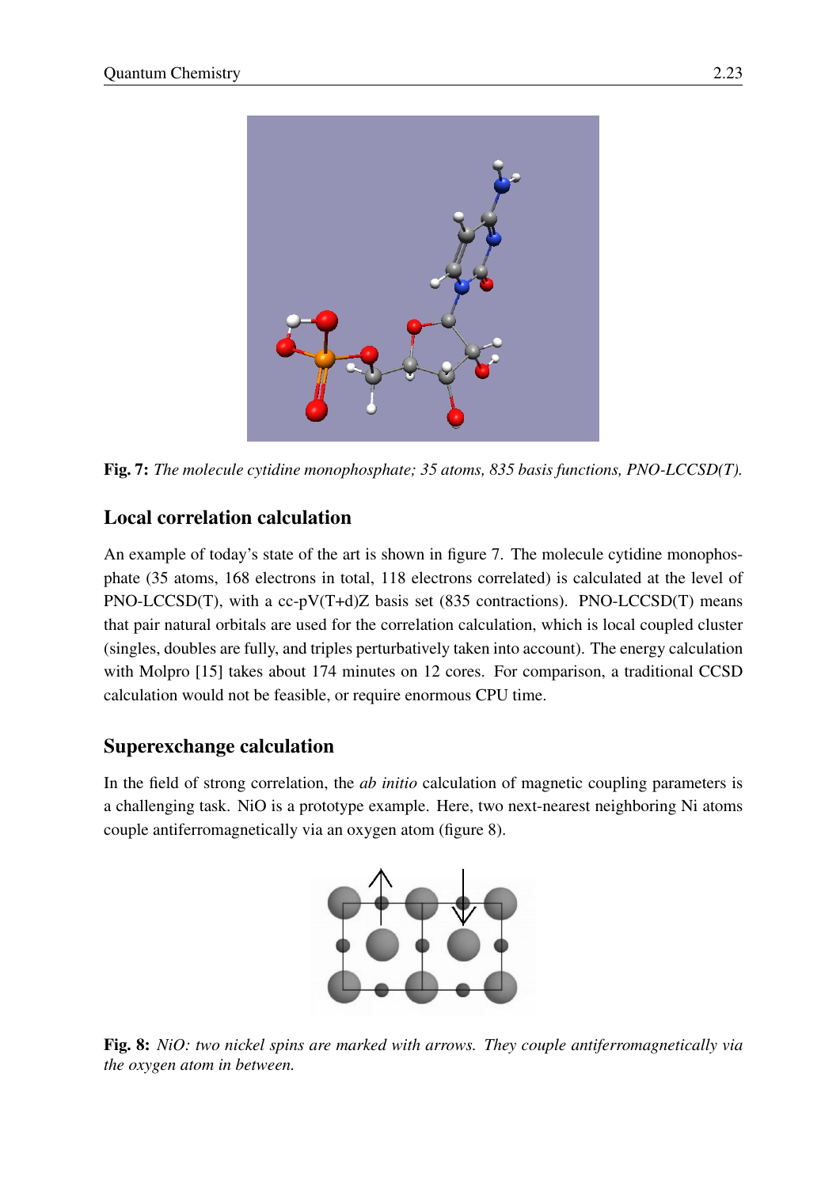**Fig. 7:** *The molecule cytidine monophosphate; 35 atoms, 835 basis functions, PNO-LCCSD(T).*

## Local correlation calculation

An example of today's state of the art is shown in figure 7. The molecule cytidine monophosphate (35 atoms, 168 electrons in total, 118 electrons correlated) is calculated at the level of PNO-LCCSD(T), with a cc-pV(T+d)Z basis set (835 contractions). PNO-LCCSD(T) means that pair natural orbitals are used for the correlation calculation, which is local coupled cluster (singles, doubles are fully, and triples perturbatively taken into account). The energy calculation with Molpro [15] takes about 174 minutes on 12 cores. For comparison, a traditional CCSD calculation would not be feasible, or require enormous CPU time.

## Superexchange calculation

In the field of strong correlation, the *ab initio* calculation of magnetic coupling parameters is a challenging task. NiO is a prototype example. Here, two next-nearest neighboring Ni atoms couple antiferromagnetically via an oxygen atom (figure 8).

**Fig. 8:** *NiO: two nickel spins are marked with arrows. They couple antiferromagnetically via the oxygen atom in between.*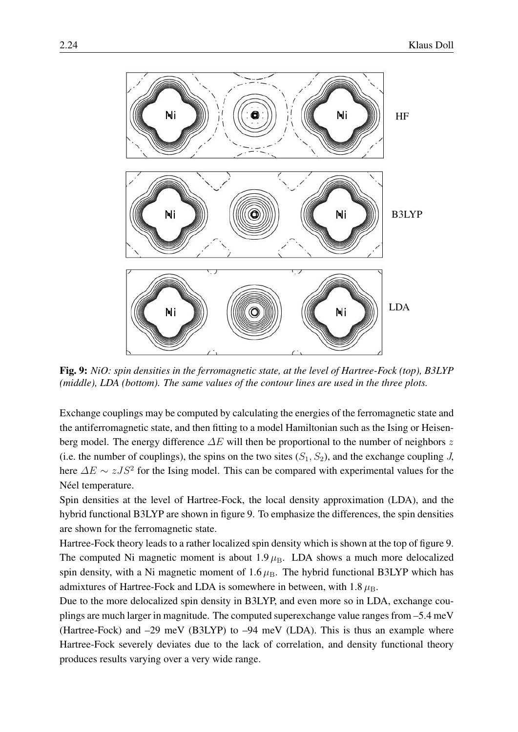**Fig. 9:** *NiO: spin densities in the ferromagnetic state, at the level of Hartree-Fock (top), B3LYP (middle), LDA (bottom). The same values of the contour lines are used in the three plots.*

Exchange couplings may be computed by calculating the energies of the ferromagnetic state and the antiferromagnetic state, and then fitting to a model Hamiltonian such as the Ising or Heisenberg model. The energy difference $\Delta E$ will then be proportional to the number of neighbors $z$ (i.e. the number of couplings), the spins on the two sites ($S_1, S_2$), and the exchange coupling $J$, here $\Delta E \sim zJS^2$ for the Ising model. This can be compared with experimental values for the Néel temperature.

Spin densities at the level of Hartree-Fock, the local density approximation (LDA), and the hybrid functional B3LYP are shown in figure 9. To emphasize the differences, the spin densities are shown for the ferromagnetic state.

Hartree-Fock theory leads to a rather localized spin density which is shown at the top of figure 9. The computed Ni magnetic moment is about 1.9 $\mu_\mathrm{B}$. LDA shows a much more delocalized spin density, with a Ni magnetic moment of 1.6 $\mu_\mathrm{B}$. The hybrid functional B3LYP which has admixtures of Hartree-Fock and LDA is somewhere in between, with 1.8 $\mu_\mathrm{B}$.

Due to the more delocalized spin density in B3LYP, and even more so in LDA, exchange couplings are much larger in magnitude. The computed superexchange value ranges from –5.4 meV (Hartree-Fock) and –29 meV (B3LYP) to –94 meV (LDA). This is thus an example where Hartree-Fock severely deviates due to the lack of correlation, and density functional theory produces results varying over a very wide range.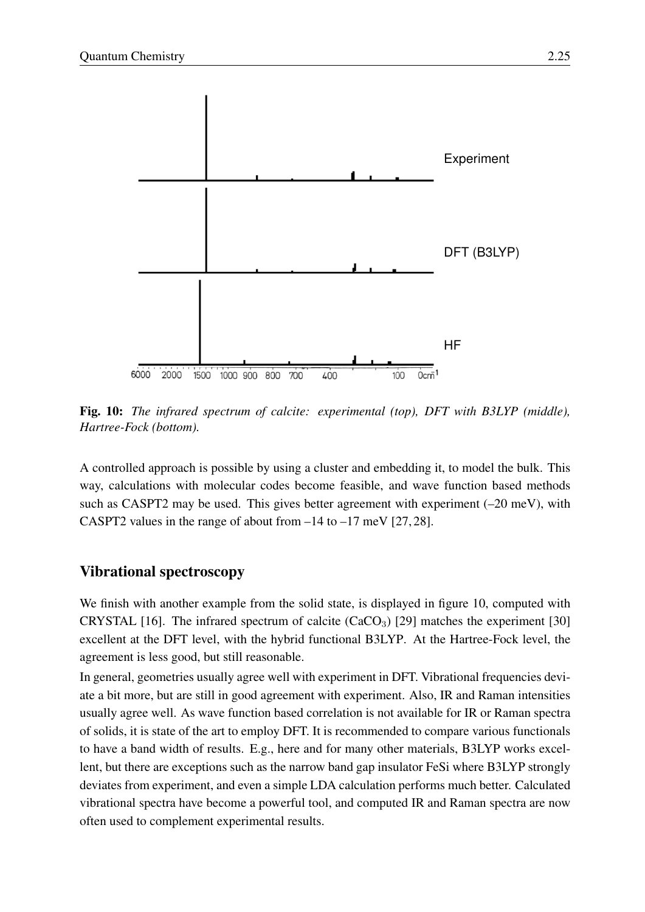**Fig. 10:** *The infrared spectrum of calcite: experimental (top), DFT with B3LYP (middle), Hartree-Fock (bottom).*

A controlled approach is possible by using a cluster and embedding it, to model the bulk. This way, calculations with molecular codes become feasible, and wave function based methods such as CASPT2 may be used. This gives better agreement with experiment (–20 meV), with CASPT2 values in the range of about from –14 to –17 meV [27, 28].

## Vibrational spectroscopy

We finish with another example from the solid state, is displayed in figure 10, computed with CRYSTAL [16]. The infrared spectrum of calcite ($CaCO_3$) [29] matches the experiment [30] excellent at the DFT level, with the hybrid functional B3LYP. At the Hartree-Fock level, the agreement is less good, but still reasonable.

In general, geometries usually agree well with experiment in DFT. Vibrational frequencies deviate a bit more, but are still in good agreement with experiment. Also, IR and Raman intensities usually agree well. As wave function based correlation is not available for IR or Raman spectra of solids, it is state of the art to employ DFT. It is recommended to compare various functionals to have a band width of results. E.g., here and for many other materials, B3LYP works excellent, but there are exceptions such as the narrow band gap insulator FeSi where B3LYP strongly deviates from experiment, and even a simple LDA calculation performs much better. Calculated vibrational spectra have become a powerful tool, and computed IR and Raman spectra are now often used to complement experimental results.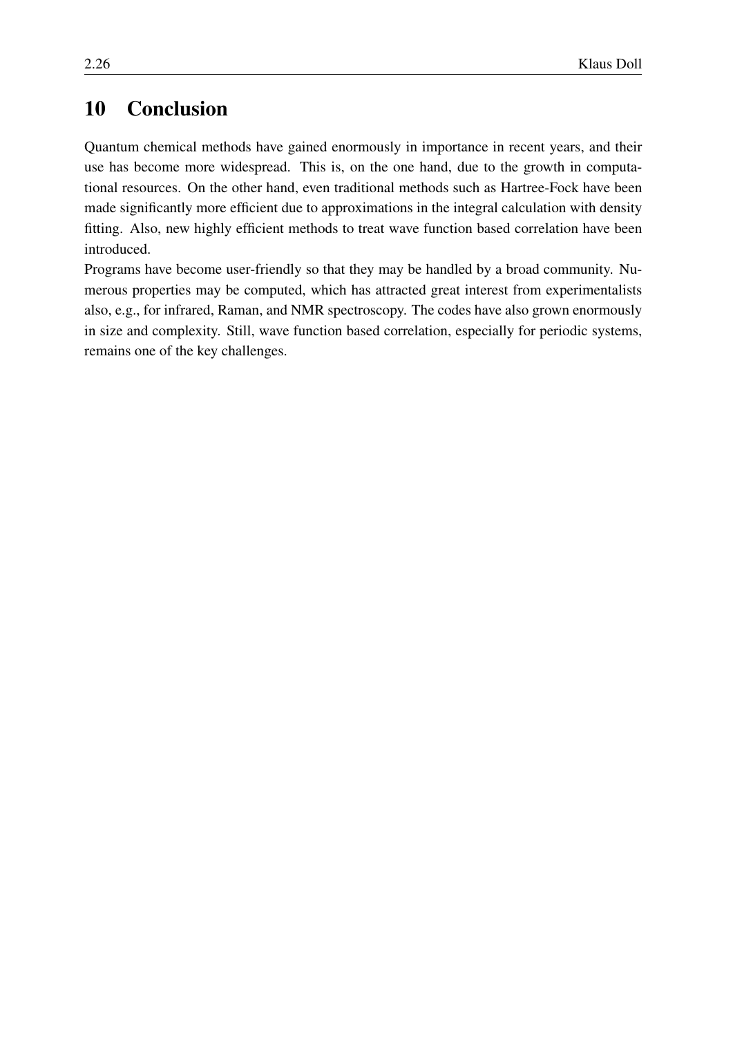# 10 Conclusion

Quantum chemical methods have gained enormously in importance in recent years, and their use has become more widespread. This is, on the one hand, due to the growth in computational resources. On the other hand, even traditional methods such as Hartree-Fock have been made significantly more efficient due to approximations in the integral calculation with density fitting. Also, new highly efficient methods to treat wave function based correlation have been introduced.

Programs have become user-friendly so that they may be handled by a broad community. Numerous properties may be computed, which has attracted great interest from experimentalists also, e.g., for infrared, Raman, and NMR spectroscopy. The codes have also grown enormously in size and complexity. Still, wave function based correlation, especially for periodic systems, remains one of the key challenges.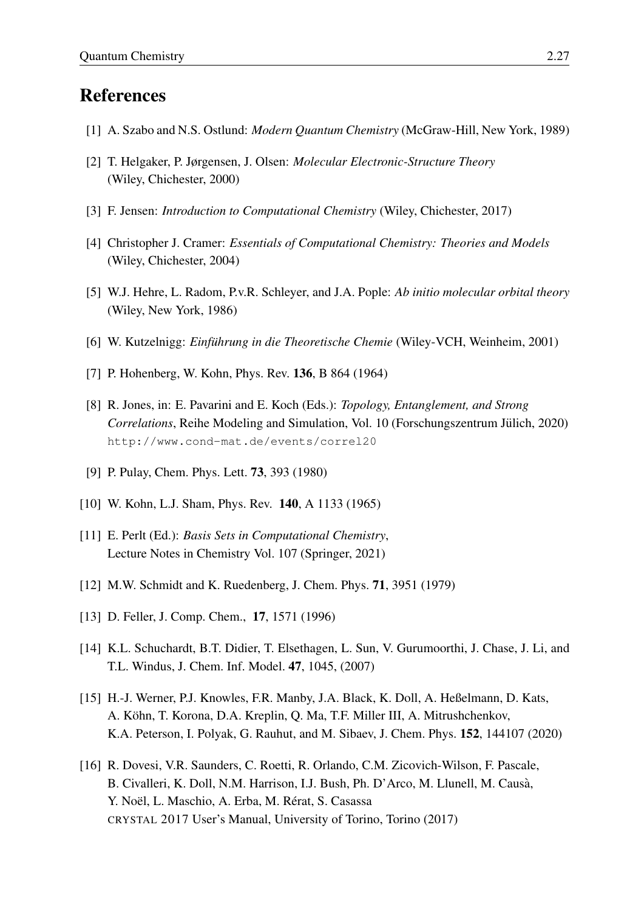# References

[1] A. Szabo and N.S. Ostlund: *Modern Quantum Chemistry* (McGraw-Hill, New York, 1989)

[2] T. Helgaker, P. Jørgensen, J. Olsen: *Molecular Electronic-Structure Theory* (Wiley, Chichester, 2000)

[3] F. Jensen: *Introduction to Computational Chemistry* (Wiley, Chichester, 2017)

[4] Christopher J. Cramer: *Essentials of Computational Chemistry: Theories and Models* (Wiley, Chichester, 2004)

[5] W.J. Hehre, L. Radom, P.v.R. Schleyer, and J.A. Pople: *Ab initio molecular orbital theory* (Wiley, New York, 1986)

[6] W. Kutzelnigg: *Einführung in die Theoretische Chemie* (Wiley-VCH, Weinheim, 2001)

[7] P. Hohenberg, W. Kohn, Phys. Rev. **136**, B 864 (1964)

[8] R. Jones, in: E. Pavarini and E. Koch (Eds.): *Topology, Entanglement, and Strong Correlations*, Reihe Modeling and Simulation, Vol. 10 (Forschungszentrum Jülich, 2020) `http://www.cond-mat.de/events/correl20`

[9] P. Pulay, Chem. Phys. Lett. **73**, 393 (1980)

[10] W. Kohn, L.J. Sham, Phys. Rev. **140**, A 1133 (1965)

[11] E. Perlt (Ed.): *Basis Sets in Computational Chemistry*, Lecture Notes in Chemistry Vol. 107 (Springer, 2021)

[12] M.W. Schmidt and K. Ruedenberg, J. Chem. Phys. **71**, 3951 (1979)

[13] D. Feller, J. Comp. Chem., **17**, 1571 (1996)

[14] K.L. Schuchardt, B.T. Didier, T. Elsethagen, L. Sun, V. Gurumoorthi, J. Chase, J. Li, and T.L. Windus, J. Chem. Inf. Model. **47**, 1045, (2007)

[15] H.-J. Werner, P.J. Knowles, F.R. Manby, J.A. Black, K. Doll, A. Heßelmann, D. Kats, A. Köhn, T. Korona, D.A. Kreplin, Q. Ma, T.F. Miller III, A. Mitrushchenkov, K.A. Peterson, I. Polyak, G. Rauhut, and M. Sibaev, J. Chem. Phys. **152**, 144107 (2020)

[16] R. Dovesi, V.R. Saunders, C. Roetti, R. Orlando, C.M. Zicovich-Wilson, F. Pascale, B. Civalleri, K. Doll, N.M. Harrison, I.J. Bush, Ph. D'Arco, M. Llunell, M. Causà, Y. Noël, L. Maschio, A. Erba, M. Rérat, S. Casassa CRYSTAL 2017 User's Manual, University of Torino, Torino (2017)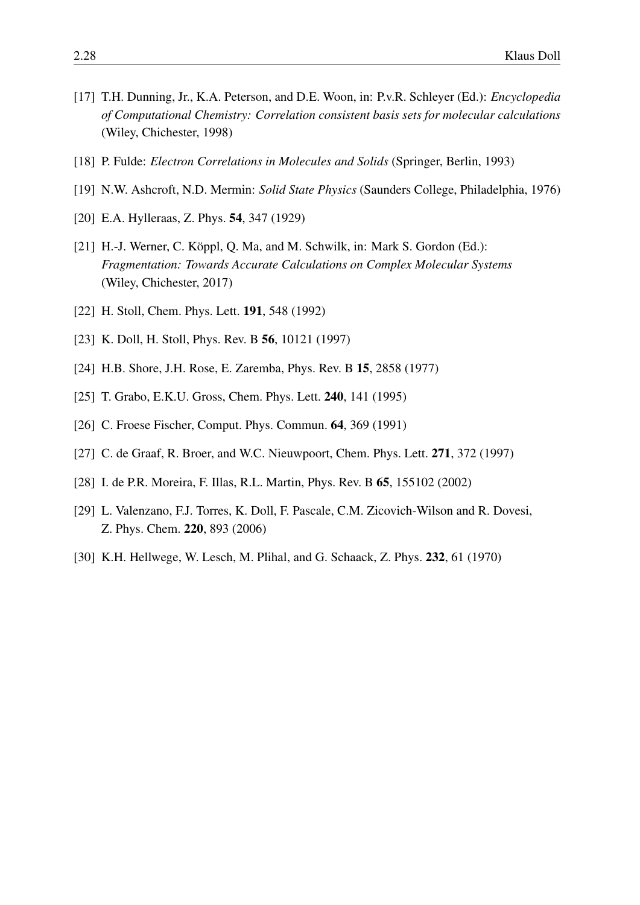[17] T.H. Dunning, Jr., K.A. Peterson, and D.E. Woon, in: P.v.R. Schleyer (Ed.): *Encyclopedia of Computational Chemistry: Correlation consistent basis sets for molecular calculations* (Wiley, Chichester, 1998)

[18] P. Fulde: *Electron Correlations in Molecules and Solids* (Springer, Berlin, 1993)

[19] N.W. Ashcroft, N.D. Mermin: *Solid State Physics* (Saunders College, Philadelphia, 1976)

[20] E.A. Hylleraas, Z. Phys. **54**, 347 (1929)

[21] H.-J. Werner, C. Köppl, Q. Ma, and M. Schwilk, in: Mark S. Gordon (Ed.): *Fragmentation: Towards Accurate Calculations on Complex Molecular Systems* (Wiley, Chichester, 2017)

[22] H. Stoll, Chem. Phys. Lett. **191**, 548 (1992)

[23] K. Doll, H. Stoll, Phys. Rev. B **56**, 10121 (1997)

[24] H.B. Shore, J.H. Rose, E. Zaremba, Phys. Rev. B **15**, 2858 (1977)

[25] T. Grabo, E.K.U. Gross, Chem. Phys. Lett. **240**, 141 (1995)

[26] C. Froese Fischer, Comput. Phys. Commun. **64**, 369 (1991)

[27] C. de Graaf, R. Broer, and W.C. Nieuwpoort, Chem. Phys. Lett. **271**, 372 (1997)

[28] I. de P.R. Moreira, F. Illas, R.L. Martin, Phys. Rev. B **65**, 155102 (2002)

[29] L. Valenzano, F.J. Torres, K. Doll, F. Pascale, C.M. Zicovich-Wilson and R. Dovesi, Z. Phys. Chem. **220**, 893 (2006)

[30] K.H. Hellwege, W. Lesch, M. Plihal, and G. Schaack, Z. Phys. **232**, 61 (1970)